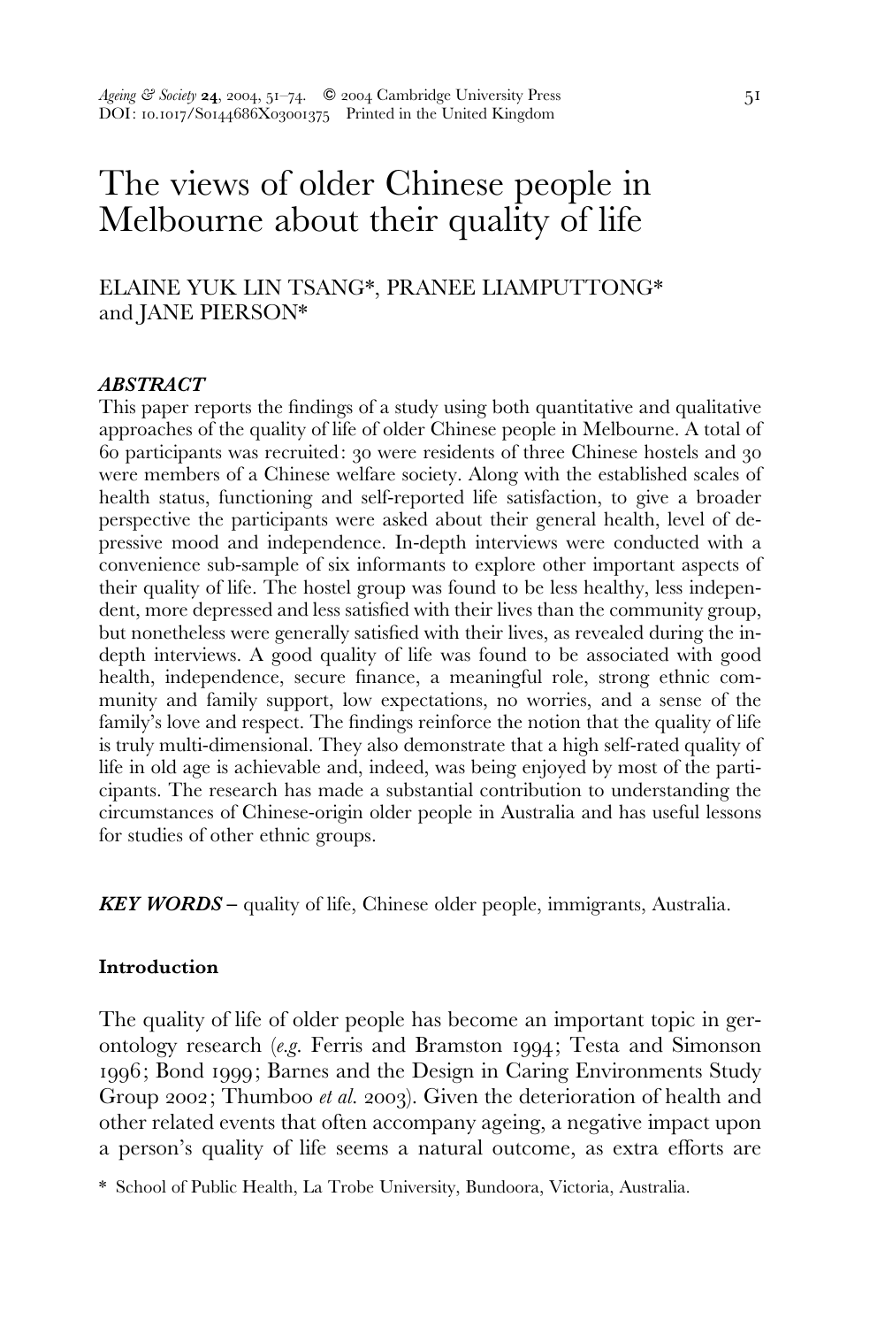# The views of older Chinese people in Melbourne about their quality of life

ELAINE YUK LIN TSANG*, PRANEE LIAMPUTTONG* and JANE PIERSON*

***ABSTRACT***

This paper reports the findings of a study using both quantitative and qualitative approaches of the quality of life of older Chinese people in Melbourne. A total of 60 participants was recruited: 30 were residents of three Chinese hostels and 30 were members of a Chinese welfare society. Along with the established scales of health status, functioning and self-reported life satisfaction, to give a broader perspective the participants were asked about their general health, level of depressive mood and independence. In-depth interviews were conducted with a convenience sub-sample of six informants to explore other important aspects of their quality of life. The hostel group was found to be less healthy, less independent, more depressed and less satisfied with their lives than the community group, but nonetheless were generally satisfied with their lives, as revealed during the in-depth interviews. A good quality of life was found to be associated with good health, independence, secure finance, a meaningful role, strong ethnic community and family support, low expectations, no worries, and a sense of the family's love and respect. The findings reinforce the notion that the quality of life is truly multi-dimensional. They also demonstrate that a high self-rated quality of life in old age is achievable and, indeed, was being enjoyed by most of the participants. The research has made a substantial contribution to understanding the circumstances of Chinese-origin older people in Australia and has useful lessons for studies of other ethnic groups.

***KEY WORDS*** – quality of life, Chinese older people, immigrants, Australia.

## Introduction

The quality of life of older people has become an important topic in gerontology research (*e.g.* Ferris and Bramston 1994; Testa and Simonson 1996; Bond 1999; Barnes and the Design in Caring Environments Study Group 2002; Thumboo *et al.* 2003). Given the deterioration of health and other related events that often accompany ageing, a negative impact upon a person's quality of life seems a natural outcome, as extra efforts are

\* School of Public Health, La Trobe University, Bundoora, Victoria, Australia.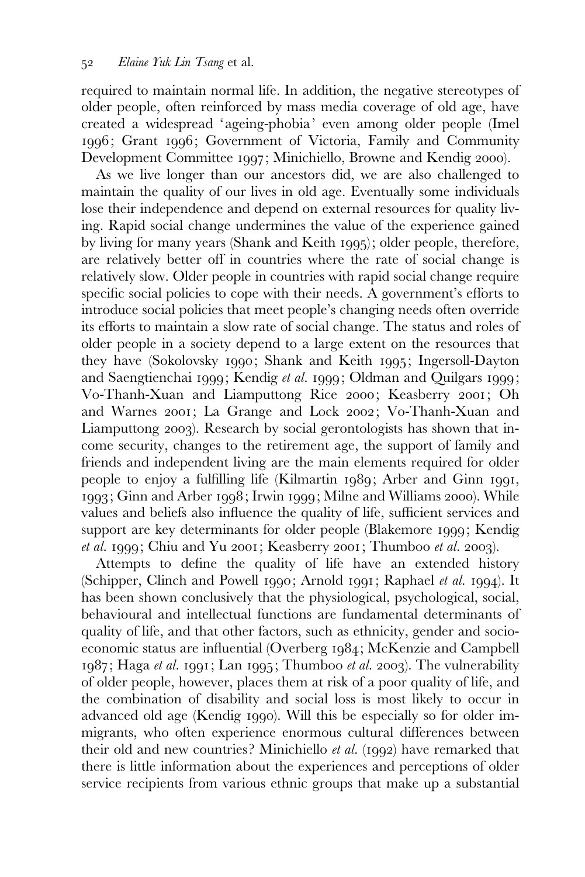required to maintain normal life. In addition, the negative stereotypes of older people, often reinforced by mass media coverage of old age, have created a widespread 'ageing-phobia' even among older people (Imel 1996; Grant 1996; Government of Victoria, Family and Community Development Committee 1997; Minichiello, Browne and Kendig 2000).

As we live longer than our ancestors did, we are also challenged to maintain the quality of our lives in old age. Eventually some individuals lose their independence and depend on external resources for quality living. Rapid social change undermines the value of the experience gained by living for many years (Shank and Keith 1995); older people, therefore, are relatively better off in countries where the rate of social change is relatively slow. Older people in countries with rapid social change require specific social policies to cope with their needs. A government's efforts to introduce social policies that meet people's changing needs often override its efforts to maintain a slow rate of social change. The status and roles of older people in a society depend to a large extent on the resources that they have (Sokolovsky 1990; Shank and Keith 1995; Ingersoll-Dayton and Saengtienchai 1999; Kendig *et al.* 1999; Oldman and Quilgars 1999; Vo-Thanh-Xuan and Liamputtong Rice 2000; Keasberry 2001; Oh and Warnes 2001; La Grange and Lock 2002; Vo-Thanh-Xuan and Liamputtong 2003). Research by social gerontologists has shown that income security, changes to the retirement age, the support of family and friends and independent living are the main elements required for older people to enjoy a fulfilling life (Kilmartin 1989; Arber and Ginn 1991, 1993; Ginn and Arber 1998; Irwin 1999; Milne and Williams 2000). While values and beliefs also influence the quality of life, sufficient services and support are key determinants for older people (Blakemore 1999; Kendig *et al.* 1999; Chiu and Yu 2001; Keasberry 2001; Thumboo *et al.* 2003).

Attempts to define the quality of life have an extended history (Schipper, Clinch and Powell 1990; Arnold 1991; Raphael *et al.* 1994). It has been shown conclusively that the physiological, psychological, social, behavioural and intellectual functions are fundamental determinants of quality of life, and that other factors, such as ethnicity, gender and socio-economic status are influential (Overberg 1984; McKenzie and Campbell 1987; Haga *et al.* 1991; Lan 1995; Thumboo *et al.* 2003). The vulnerability of older people, however, places them at risk of a poor quality of life, and the combination of disability and social loss is most likely to occur in advanced old age (Kendig 1990). Will this be especially so for older immigrants, who often experience enormous cultural differences between their old and new countries? Minichiello *et al.* (1992) have remarked that there is little information about the experiences and perceptions of older service recipients from various ethnic groups that make up a substantial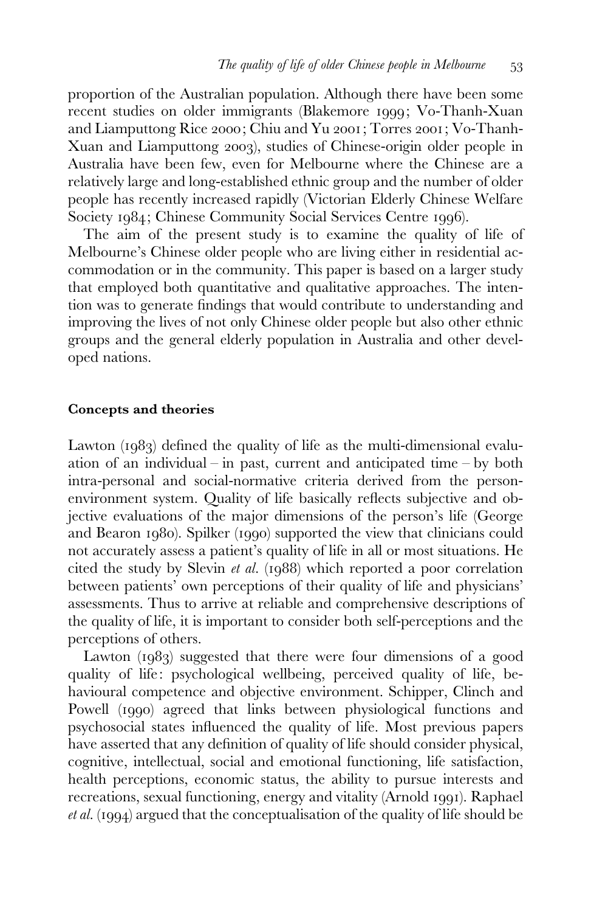proportion of the Australian population. Although there have been some recent studies on older immigrants (Blakemore 1999; Vo-Thanh-Xuan and Liamputtong Rice 2000; Chiu and Yu 2001; Torres 2001; Vo-Thanh-Xuan and Liamputtong 2003), studies of Chinese-origin older people in Australia have been few, even for Melbourne where the Chinese are a relatively large and long-established ethnic group and the number of older people has recently increased rapidly (Victorian Elderly Chinese Welfare Society 1984; Chinese Community Social Services Centre 1996).

The aim of the present study is to examine the quality of life of Melbourne's Chinese older people who are living either in residential accommodation or in the community. This paper is based on a larger study that employed both quantitative and qualitative approaches. The intention was to generate findings that would contribute to understanding and improving the lives of not only Chinese older people but also other ethnic groups and the general elderly population in Australia and other developed nations.

## Concepts and theories

Lawton (1983) defined the quality of life as the multi-dimensional evaluation of an individual – in past, current and anticipated time – by both intra-personal and social-normative criteria derived from the person-environment system. Quality of life basically reflects subjective and objective evaluations of the major dimensions of the person's life (George and Bearon 1980). Spilker (1990) supported the view that clinicians could not accurately assess a patient's quality of life in all or most situations. He cited the study by Slevin *et al.* (1988) which reported a poor correlation between patients' own perceptions of their quality of life and physicians' assessments. Thus to arrive at reliable and comprehensive descriptions of the quality of life, it is important to consider both self-perceptions and the perceptions of others.

Lawton (1983) suggested that there were four dimensions of a good quality of life: psychological wellbeing, perceived quality of life, behavioural competence and objective environment. Schipper, Clinch and Powell (1990) agreed that links between physiological functions and psychosocial states influenced the quality of life. Most previous papers have asserted that any definition of quality of life should consider physical, cognitive, intellectual, social and emotional functioning, life satisfaction, health perceptions, economic status, the ability to pursue interests and recreations, sexual functioning, energy and vitality (Arnold 1991). Raphael *et al.* (1994) argued that the conceptualisation of the quality of life should be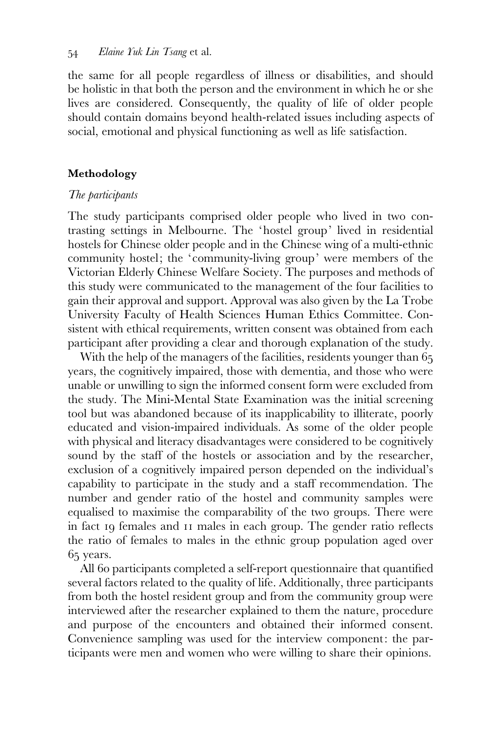the same for all people regardless of illness or disabilities, and should be holistic in that both the person and the environment in which he or she lives are considered. Consequently, the quality of life of older people should contain domains beyond health-related issues including aspects of social, emotional and physical functioning as well as life satisfaction.

## Methodology

### *The participants*

The study participants comprised older people who lived in two contrasting settings in Melbourne. The 'hostel group' lived in residential hostels for Chinese older people and in the Chinese wing of a multi-ethnic community hostel; the 'community-living group' were members of the Victorian Elderly Chinese Welfare Society. The purposes and methods of this study were communicated to the management of the four facilities to gain their approval and support. Approval was also given by the La Trobe University Faculty of Health Sciences Human Ethics Committee. Consistent with ethical requirements, written consent was obtained from each participant after providing a clear and thorough explanation of the study.

With the help of the managers of the facilities, residents younger than 65 years, the cognitively impaired, those with dementia, and those who were unable or unwilling to sign the informed consent form were excluded from the study. The Mini-Mental State Examination was the initial screening tool but was abandoned because of its inapplicability to illiterate, poorly educated and vision-impaired individuals. As some of the older people with physical and literacy disadvantages were considered to be cognitively sound by the staff of the hostels or association and by the researcher, exclusion of a cognitively impaired person depended on the individual's capability to participate in the study and a staff recommendation. The number and gender ratio of the hostel and community samples were equalised to maximise the comparability of the two groups. There were in fact 19 females and 11 males in each group. The gender ratio reflects the ratio of females to males in the ethnic group population aged over 65 years.

All 60 participants completed a self-report questionnaire that quantified several factors related to the quality of life. Additionally, three participants from both the hostel resident group and from the community group were interviewed after the researcher explained to them the nature, procedure and purpose of the encounters and obtained their informed consent. Convenience sampling was used for the interview component: the participants were men and women who were willing to share their opinions.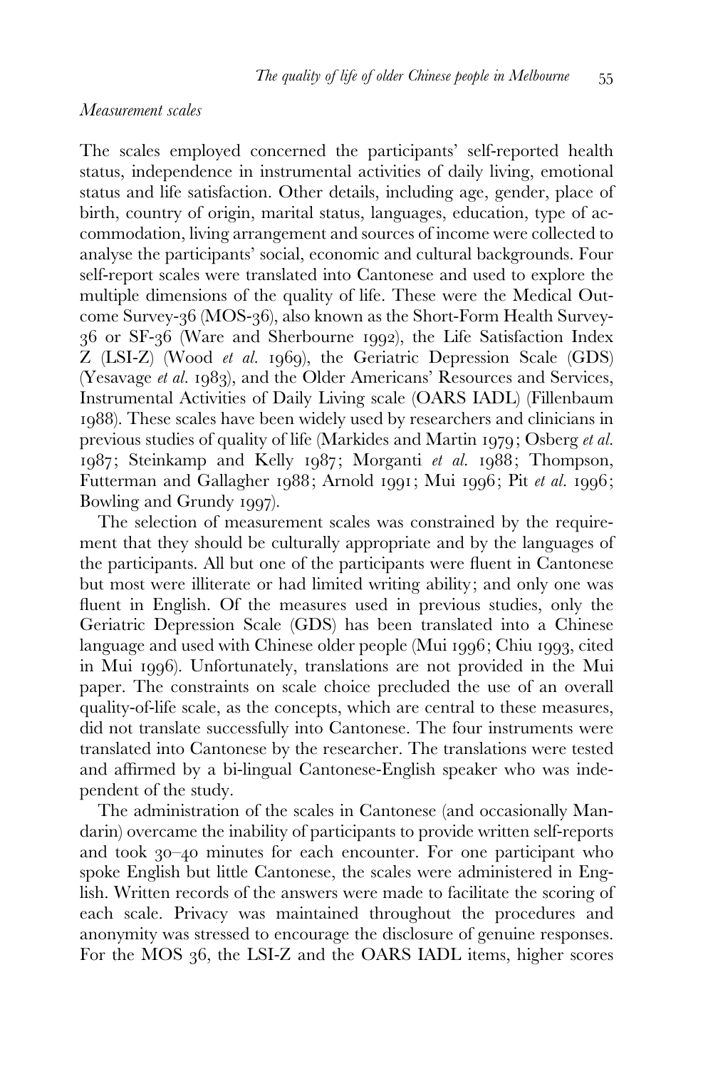*Measurement scales*

The scales employed concerned the participants' self-reported health status, independence in instrumental activities of daily living, emotional status and life satisfaction. Other details, including age, gender, place of birth, country of origin, marital status, languages, education, type of accommodation, living arrangement and sources of income were collected to analyse the participants' social, economic and cultural backgrounds. Four self-report scales were translated into Cantonese and used to explore the multiple dimensions of the quality of life. These were the Medical Outcome Survey-36 (MOS-36), also known as the Short-Form Health Survey-36 or SF-36 (Ware and Sherbourne 1992), the Life Satisfaction Index Z (LSI-Z) (Wood *et al.* 1969), the Geriatric Depression Scale (GDS) (Yesavage *et al.* 1983), and the Older Americans' Resources and Services, Instrumental Activities of Daily Living scale (OARS IADL) (Fillenbaum 1988). These scales have been widely used by researchers and clinicians in previous studies of quality of life (Markides and Martin 1979; Osberg *et al.* 1987; Steinkamp and Kelly 1987; Morganti *et al.* 1988; Thompson, Futterman and Gallagher 1988; Arnold 1991; Mui 1996; Pit *et al.* 1996; Bowling and Grundy 1997).

The selection of measurement scales was constrained by the requirement that they should be culturally appropriate and by the languages of the participants. All but one of the participants were fluent in Cantonese but most were illiterate or had limited writing ability; and only one was fluent in English. Of the measures used in previous studies, only the Geriatric Depression Scale (GDS) has been translated into a Chinese language and used with Chinese older people (Mui 1996; Chiu 1993, cited in Mui 1996). Unfortunately, translations are not provided in the Mui paper. The constraints on scale choice precluded the use of an overall quality-of-life scale, as the concepts, which are central to these measures, did not translate successfully into Cantonese. The four instruments were translated into Cantonese by the researcher. The translations were tested and affirmed by a bi-lingual Cantonese-English speaker who was independent of the study.

The administration of the scales in Cantonese (and occasionally Mandarin) overcame the inability of participants to provide written self-reports and took 30–40 minutes for each encounter. For one participant who spoke English but little Cantonese, the scales were administered in English. Written records of the answers were made to facilitate the scoring of each scale. Privacy was maintained throughout the procedures and anonymity was stressed to encourage the disclosure of genuine responses. For the MOS 36, the LSI-Z and the OARS IADL items, higher scores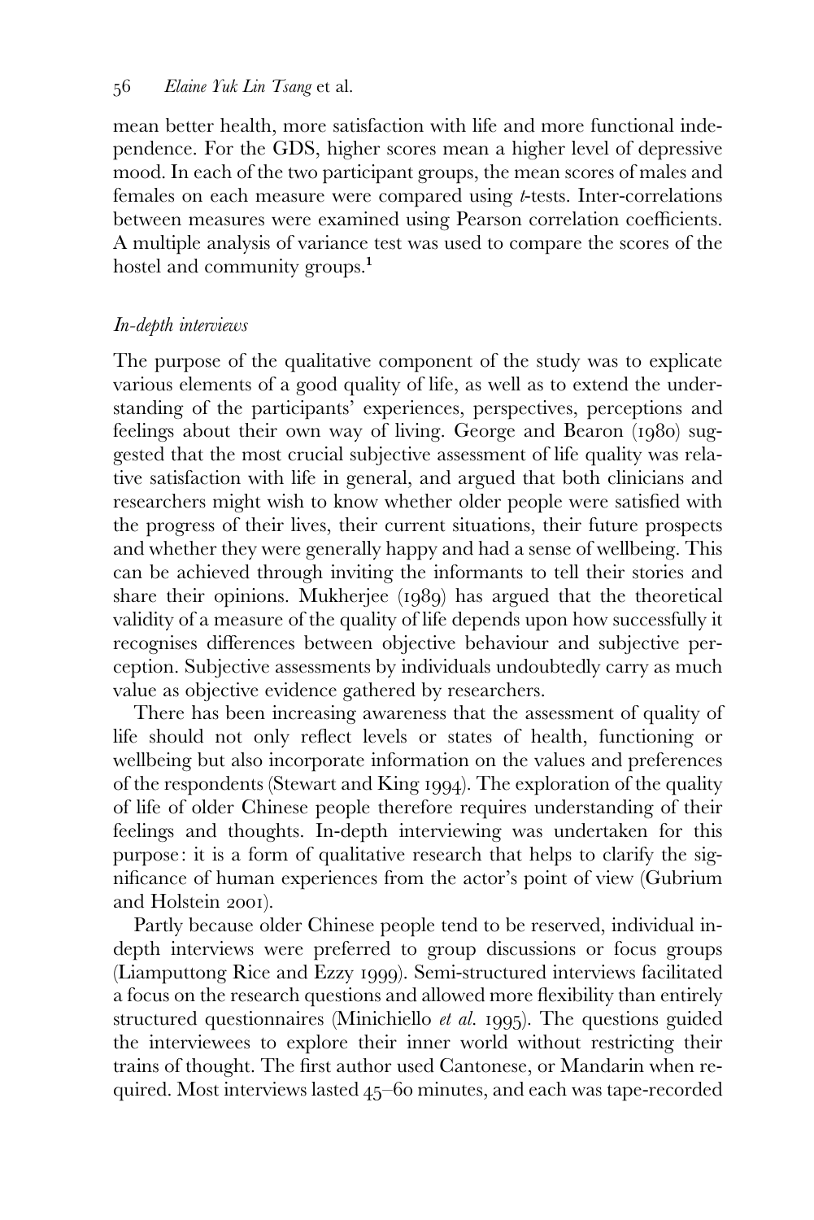mean better health, more satisfaction with life and more functional independence. For the GDS, higher scores mean a higher level of depressive mood. In each of the two participant groups, the mean scores of males and females on each measure were compared using *t*-tests. Inter-correlations between measures were examined using Pearson correlation coefficients. A multiple analysis of variance test was used to compare the scores of the hostel and community groups.[1]

### *In-depth interviews*

The purpose of the qualitative component of the study was to explicate various elements of a good quality of life, as well as to extend the understanding of the participants' experiences, perspectives, perceptions and feelings about their own way of living. George and Bearon (1980) suggested that the most crucial subjective assessment of life quality was relative satisfaction with life in general, and argued that both clinicians and researchers might wish to know whether older people were satisfied with the progress of their lives, their current situations, their future prospects and whether they were generally happy and had a sense of wellbeing. This can be achieved through inviting the informants to tell their stories and share their opinions. Mukherjee (1989) has argued that the theoretical validity of a measure of the quality of life depends upon how successfully it recognises differences between objective behaviour and subjective perception. Subjective assessments by individuals undoubtedly carry as much value as objective evidence gathered by researchers.

There has been increasing awareness that the assessment of quality of life should not only reflect levels or states of health, functioning or wellbeing but also incorporate information on the values and preferences of the respondents (Stewart and King 1994). The exploration of the quality of life of older Chinese people therefore requires understanding of their feelings and thoughts. In-depth interviewing was undertaken for this purpose: it is a form of qualitative research that helps to clarify the significance of human experiences from the actor's point of view (Gubrium and Holstein 2001).

Partly because older Chinese people tend to be reserved, individual in-depth interviews were preferred to group discussions or focus groups (Liamputtong Rice and Ezzy 1999). Semi-structured interviews facilitated a focus on the research questions and allowed more flexibility than entirely structured questionnaires (Minichiello *et al.* 1995). The questions guided the interviewees to explore their inner world without restricting their trains of thought. The first author used Cantonese, or Mandarin when required. Most interviews lasted 45–60 minutes, and each was tape-recorded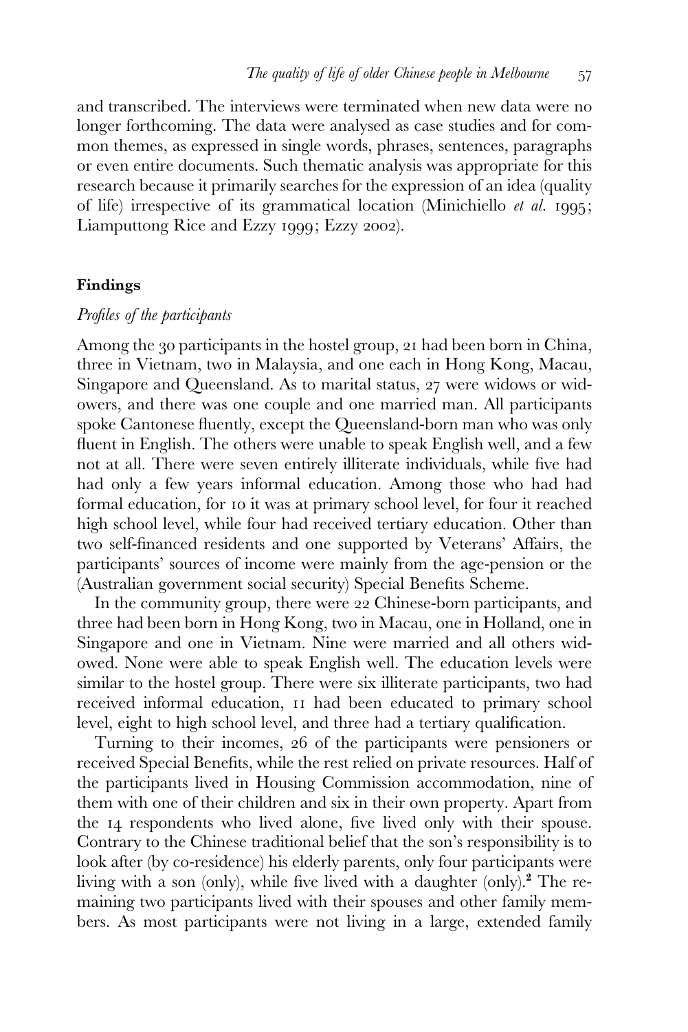and transcribed. The interviews were terminated when new data were no longer forthcoming. The data were analysed as case studies and for common themes, as expressed in single words, phrases, sentences, paragraphs or even entire documents. Such thematic analysis was appropriate for this research because it primarily searches for the expression of an idea (quality of life) irrespective of its grammatical location (Minichiello *et al.* 1995; Liamputtong Rice and Ezzy 1999; Ezzy 2002).

## Findings

### *Profiles of the participants*

Among the 30 participants in the hostel group, 21 had been born in China, three in Vietnam, two in Malaysia, and one each in Hong Kong, Macau, Singapore and Queensland. As to marital status, 27 were widows or widowers, and there was one couple and one married man. All participants spoke Cantonese fluently, except the Queensland-born man who was only fluent in English. The others were unable to speak English well, and a few not at all. There were seven entirely illiterate individuals, while five had had only a few years informal education. Among those who had had formal education, for 10 it was at primary school level, for four it reached high school level, while four had received tertiary education. Other than two self-financed residents and one supported by Veterans' Affairs, the participants' sources of income were mainly from the age-pension or the (Australian government social security) Special Benefits Scheme.

In the community group, there were 22 Chinese-born participants, and three had been born in Hong Kong, two in Macau, one in Holland, one in Singapore and one in Vietnam. Nine were married and all others widowed. None were able to speak English well. The education levels were similar to the hostel group. There were six illiterate participants, two had received informal education, 11 had been educated to primary school level, eight to high school level, and three had a tertiary qualification.

Turning to their incomes, 26 of the participants were pensioners or received Special Benefits, while the rest relied on private resources. Half of the participants lived in Housing Commission accommodation, nine of them with one of their children and six in their own property. Apart from the 14 respondents who lived alone, five lived only with their spouse. Contrary to the Chinese traditional belief that the son's responsibility is to look after (by co-residence) his elderly parents, only four participants were living with a son (only), while five lived with a daughter (only).[2] The remaining two participants lived with their spouses and other family members. As most participants were not living in a large, extended family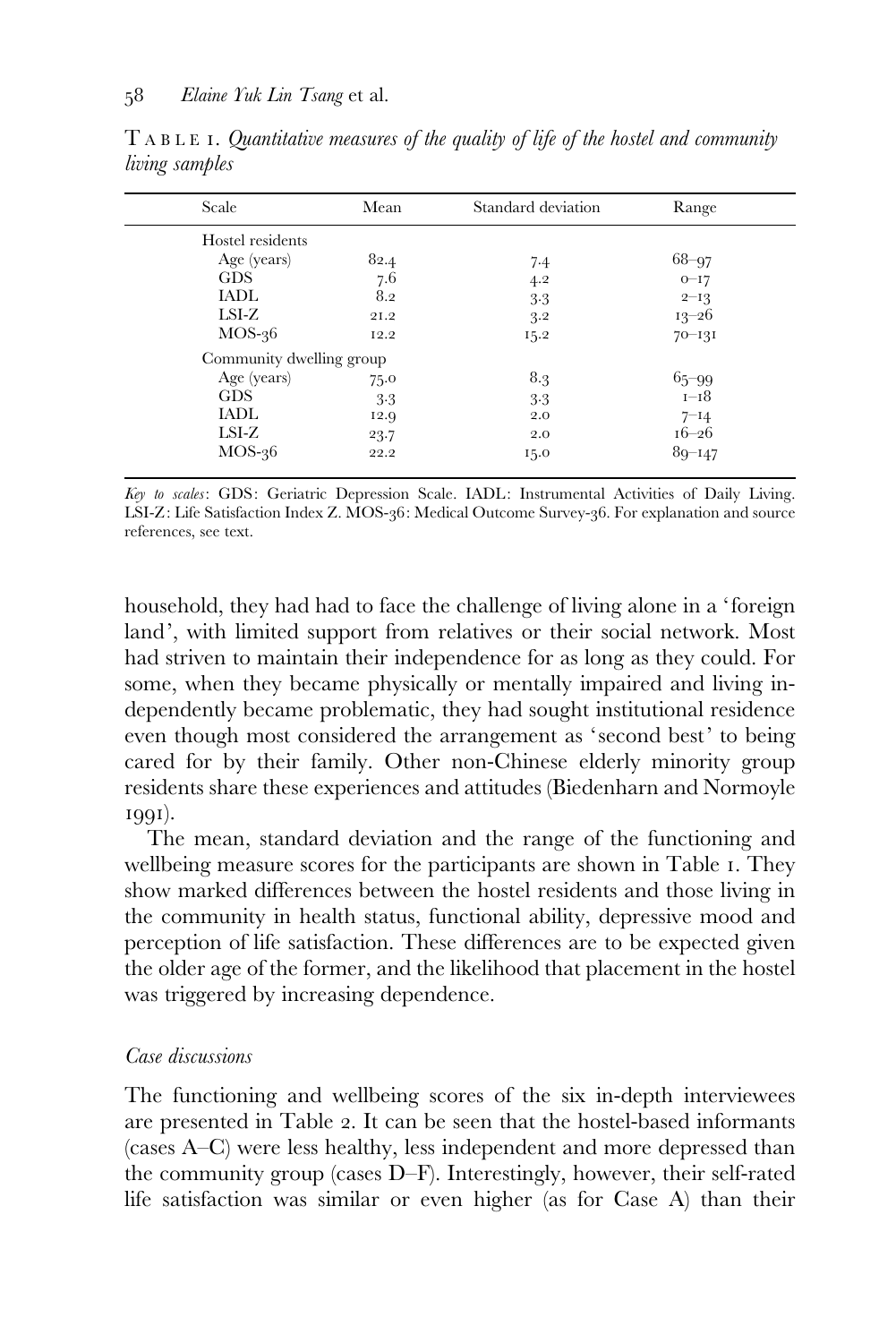TABLE 1. *Quantitative measures of the quality of life of the hostel and community living samples*

| Scale | Mean | Standard deviation | Range |
|---|---|---|---|
| Hostel residents | | | |
| Age (years) | 82.4 | 7.4 | 68–97 |
| GDS | 7.6 | 4.2 | 0–17 |
| IADL | 8.2 | 3.3 | 2–13 |
| LSI-Z | 21.2 | 3.2 | 13–26 |
| MOS-36 | 12.2 | 15.2 | 70–131 |
| Community dwelling group | | | |
| Age (years) | 75.0 | 8.3 | 65–99 |
| GDS | 3.3 | 3.3 | 1–18 |
| IADL | 12.9 | 2.0 | 7–14 |
| LSI-Z | 23.7 | 2.0 | 16–26 |
| MOS-36 | 22.2 | 15.0 | 89–147 |

*Key to scales*: GDS: Geriatric Depression Scale. IADL: Instrumental Activities of Daily Living. LSI-Z: Life Satisfaction Index Z. MOS-36: Medical Outcome Survey-36. For explanation and source references, see text.

household, they had had to face the challenge of living alone in a 'foreign land', with limited support from relatives or their social network. Most had striven to maintain their independence for as long as they could. For some, when they became physically or mentally impaired and living independently became problematic, they had sought institutional residence even though most considered the arrangement as 'second best' to being cared for by their family. Other non-Chinese elderly minority group residents share these experiences and attitudes (Biedenharn and Normoyle 1991).

The mean, standard deviation and the range of the functioning and wellbeing measure scores for the participants are shown in Table 1. They show marked differences between the hostel residents and those living in the community in health status, functional ability, depressive mood and perception of life satisfaction. These differences are to be expected given the older age of the former, and the likelihood that placement in the hostel was triggered by increasing dependence.

### *Case discussions*

The functioning and wellbeing scores of the six in-depth interviewees are presented in Table 2. It can be seen that the hostel-based informants (cases A–C) were less healthy, less independent and more depressed than the community group (cases D–F). Interestingly, however, their self-rated life satisfaction was similar or even higher (as for Case A) than their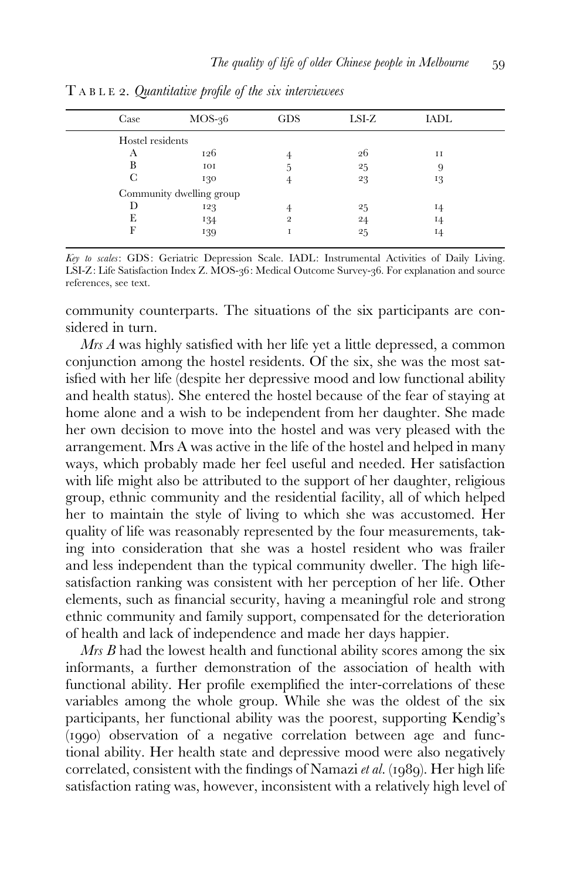TABLE 2. *Quantitative profile of the six interviewees*

| Case | MOS-36 | GDS | LSI-Z | IADL |
|---|---|---|---|---|
| Hostel residents | | | | |
| A | 126 | 4 | 26 | 11 |
| B | 101 | 5 | 25 | 9 |
| C | 130 | 4 | 23 | 13 |
| Community dwelling group | | | | |
| D | 123 | 4 | 25 | 14 |
| E | 134 | 2 | 24 | 14 |
| F | 139 | 1 | 25 | 14 |

*Key to scales*: GDS: Geriatric Depression Scale. IADL: Instrumental Activities of Daily Living. LSI-Z: Life Satisfaction Index Z. MOS-36: Medical Outcome Survey-36. For explanation and source references, see text.

community counterparts. The situations of the six participants are considered in turn.

*Mrs A* was highly satisfied with her life yet a little depressed, a common conjunction among the hostel residents. Of the six, she was the most satisfied with her life (despite her depressive mood and low functional ability and health status). She entered the hostel because of the fear of staying at home alone and a wish to be independent from her daughter. She made her own decision to move into the hostel and was very pleased with the arrangement. Mrs A was active in the life of the hostel and helped in many ways, which probably made her feel useful and needed. Her satisfaction with life might also be attributed to the support of her daughter, religious group, ethnic community and the residential facility, all of which helped her to maintain the style of living to which she was accustomed. Her quality of life was reasonably represented by the four measurements, taking into consideration that she was a hostel resident who was frailer and less independent than the typical community dweller. The high life-satisfaction ranking was consistent with her perception of her life. Other elements, such as financial security, having a meaningful role and strong ethnic community and family support, compensated for the deterioration of health and lack of independence and made her days happier.

*Mrs B* had the lowest health and functional ability scores among the six informants, a further demonstration of the association of health with functional ability. Her profile exemplified the inter-correlations of these variables among the whole group. While she was the oldest of the six participants, her functional ability was the poorest, supporting Kendig's (1990) observation of a negative correlation between age and functional ability. Her health state and depressive mood were also negatively correlated, consistent with the findings of Namazi *et al*. (1989). Her high life satisfaction rating was, however, inconsistent with a relatively high level of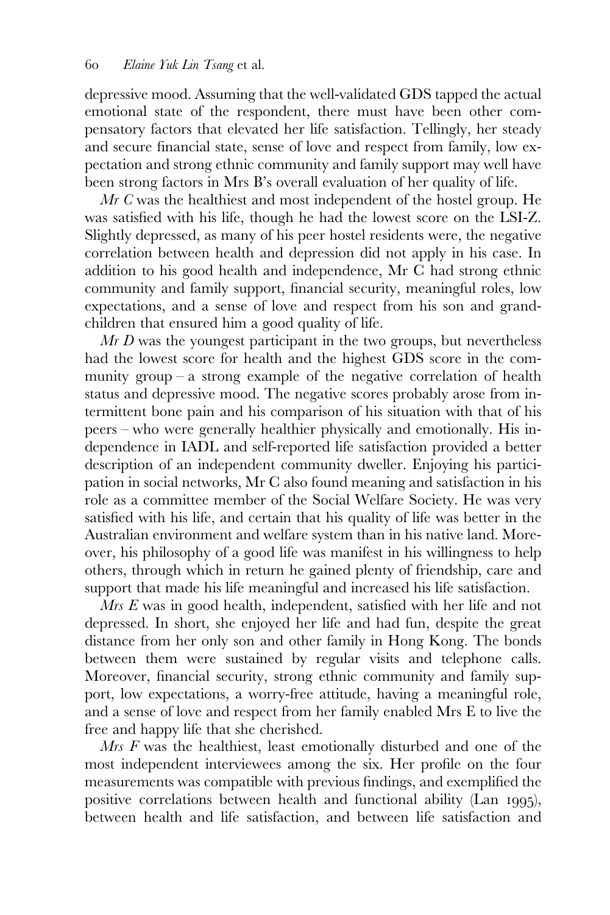depressive mood. Assuming that the well-validated GDS tapped the actual emotional state of the respondent, there must have been other compensatory factors that elevated her life satisfaction. Tellingly, her steady and secure financial state, sense of love and respect from family, low expectation and strong ethnic community and family support may well have been strong factors in Mrs B's overall evaluation of her quality of life.

*Mr C* was the healthiest and most independent of the hostel group. He was satisfied with his life, though he had the lowest score on the LSI-Z. Slightly depressed, as many of his peer hostel residents were, the negative correlation between health and depression did not apply in his case. In addition to his good health and independence, Mr C had strong ethnic community and family support, financial security, meaningful roles, low expectations, and a sense of love and respect from his son and grandchildren that ensured him a good quality of life.

*Mr D* was the youngest participant in the two groups, but nevertheless had the lowest score for health and the highest GDS score in the community group – a strong example of the negative correlation of health status and depressive mood. The negative scores probably arose from intermittent bone pain and his comparison of his situation with that of his peers – who were generally healthier physically and emotionally. His independence in IADL and self-reported life satisfaction provided a better description of an independent community dweller. Enjoying his participation in social networks, Mr C also found meaning and satisfaction in his role as a committee member of the Social Welfare Society. He was very satisfied with his life, and certain that his quality of life was better in the Australian environment and welfare system than in his native land. Moreover, his philosophy of a good life was manifest in his willingness to help others, through which in return he gained plenty of friendship, care and support that made his life meaningful and increased his life satisfaction.

*Mrs E* was in good health, independent, satisfied with her life and not depressed. In short, she enjoyed her life and had fun, despite the great distance from her only son and other family in Hong Kong. The bonds between them were sustained by regular visits and telephone calls. Moreover, financial security, strong ethnic community and family support, low expectations, a worry-free attitude, having a meaningful role, and a sense of love and respect from her family enabled Mrs E to live the free and happy life that she cherished.

*Mrs F* was the healthiest, least emotionally disturbed and one of the most independent interviewees among the six. Her profile on the four measurements was compatible with previous findings, and exemplified the positive correlations between health and functional ability (Lan 1995), between health and life satisfaction, and between life satisfaction and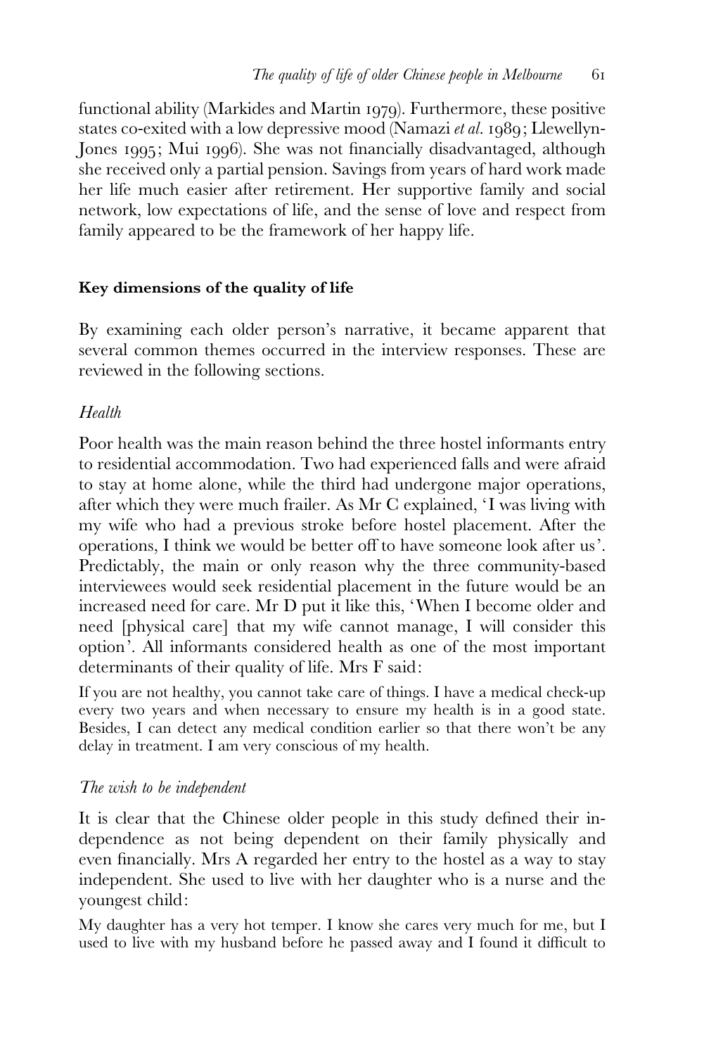functional ability (Markides and Martin 1979). Furthermore, these positive states co-exited with a low depressive mood (Namazi *et al.* 1989; Llewellyn-Jones 1995; Mui 1996). She was not financially disadvantaged, although she received only a partial pension. Savings from years of hard work made her life much easier after retirement. Her supportive family and social network, low expectations of life, and the sense of love and respect from family appeared to be the framework of her happy life.

## Key dimensions of the quality of life

By examining each older person's narrative, it became apparent that several common themes occurred in the interview responses. These are reviewed in the following sections.

### *Health*

Poor health was the main reason behind the three hostel informants entry to residential accommodation. Two had experienced falls and were afraid to stay at home alone, while the third had undergone major operations, after which they were much frailer. As Mr C explained, 'I was living with my wife who had a previous stroke before hostel placement. After the operations, I think we would be better off to have someone look after us'. Predictably, the main or only reason why the three community-based interviewees would seek residential placement in the future would be an increased need for care. Mr D put it like this, 'When I become older and need [physical care] that my wife cannot manage, I will consider this option'. All informants considered health as one of the most important determinants of their quality of life. Mrs F said:

> If you are not healthy, you cannot take care of things. I have a medical check-up every two years and when necessary to ensure my health is in a good state. Besides, I can detect any medical condition earlier so that there won't be any delay in treatment. I am very conscious of my health.

### *The wish to be independent*

It is clear that the Chinese older people in this study defined their independence as not being dependent on their family physically and even financially. Mrs A regarded her entry to the hostel as a way to stay independent. She used to live with her daughter who is a nurse and the youngest child:

> My daughter has a very hot temper. I know she cares very much for me, but I used to live with my husband before he passed away and I found it difficult to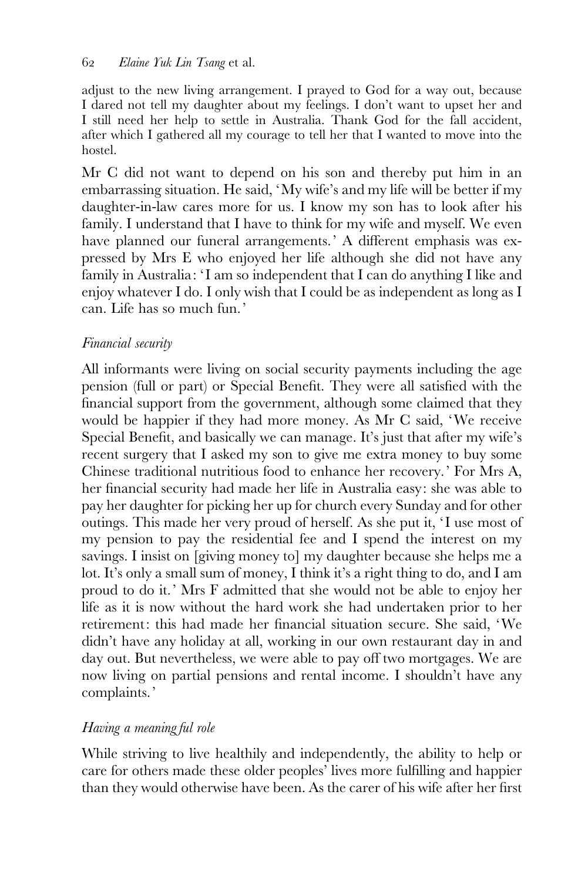adjust to the new living arrangement. I prayed to God for a way out, because I dared not tell my daughter about my feelings. I don't want to upset her and I still need her help to settle in Australia. Thank God for the fall accident, after which I gathered all my courage to tell her that I wanted to move into the hostel.

Mr C did not want to depend on his son and thereby put him in an embarrassing situation. He said, 'My wife's and my life will be better if my daughter-in-law cares more for us. I know my son has to look after his family. I understand that I have to think for my wife and myself. We even have planned our funeral arrangements.' A different emphasis was expressed by Mrs E who enjoyed her life although she did not have any family in Australia: 'I am so independent that I can do anything I like and enjoy whatever I do. I only wish that I could be as independent as long as I can. Life has so much fun.'

### *Financial security*

All informants were living on social security payments including the age pension (full or part) or Special Benefit. They were all satisfied with the financial support from the government, although some claimed that they would be happier if they had more money. As Mr C said, 'We receive Special Benefit, and basically we can manage. It's just that after my wife's recent surgery that I asked my son to give me extra money to buy some Chinese traditional nutritious food to enhance her recovery.' For Mrs A, her financial security had made her life in Australia easy: she was able to pay her daughter for picking her up for church every Sunday and for other outings. This made her very proud of herself. As she put it, 'I use most of my pension to pay the residential fee and I spend the interest on my savings. I insist on [giving money to] my daughter because she helps me a lot. It's only a small sum of money, I think it's a right thing to do, and I am proud to do it.' Mrs F admitted that she would not be able to enjoy her life as it is now without the hard work she had undertaken prior to her retirement: this had made her financial situation secure. She said, 'We didn't have any holiday at all, working in our own restaurant day in and day out. But nevertheless, we were able to pay off two mortgages. We are now living on partial pensions and rental income. I shouldn't have any complaints.'

### *Having a meaningful role*

While striving to live healthily and independently, the ability to help or care for others made these older peoples' lives more fulfilling and happier than they would otherwise have been. As the carer of his wife after her first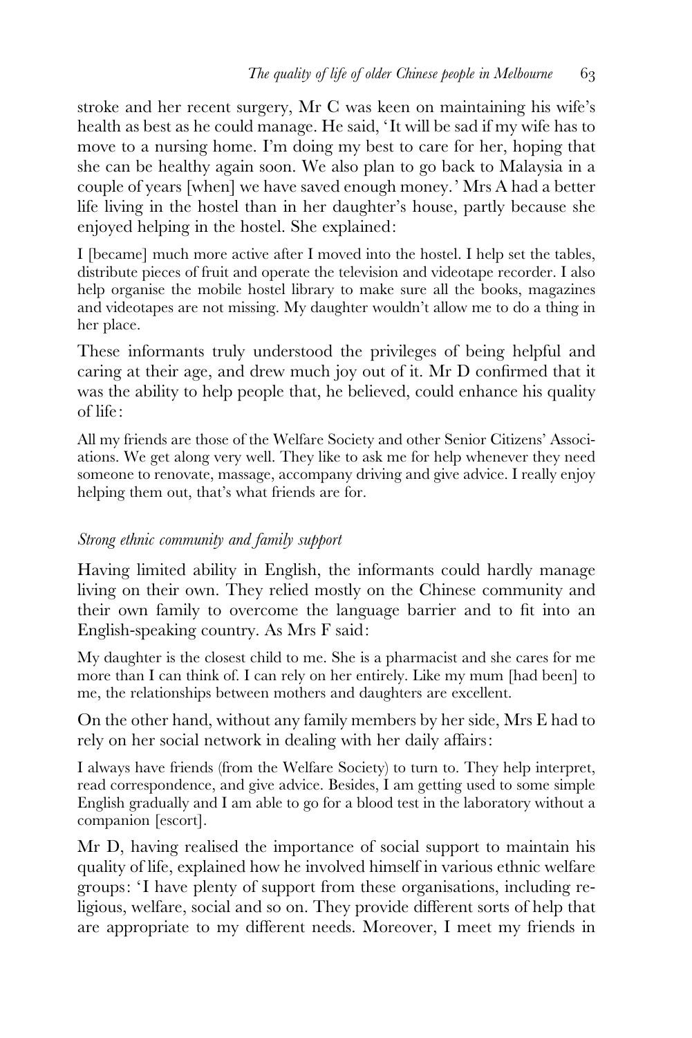stroke and her recent surgery, Mr C was keen on maintaining his wife's health as best as he could manage. He said, 'It will be sad if my wife has to move to a nursing home. I'm doing my best to care for her, hoping that she can be healthy again soon. We also plan to go back to Malaysia in a couple of years [when] we have saved enough money.' Mrs A had a better life living in the hostel than in her daughter's house, partly because she enjoyed helping in the hostel. She explained:

> I [became] much more active after I moved into the hostel. I help set the tables, distribute pieces of fruit and operate the television and videotape recorder. I also help organise the mobile hostel library to make sure all the books, magazines and videotapes are not missing. My daughter wouldn't allow me to do a thing in her place.

These informants truly understood the privileges of being helpful and caring at their age, and drew much joy out of it. Mr D confirmed that it was the ability to help people that, he believed, could enhance his quality of life:

> All my friends are those of the Welfare Society and other Senior Citizens' Associations. We get along very well. They like to ask me for help whenever they need someone to renovate, massage, accompany driving and give advice. I really enjoy helping them out, that's what friends are for.

### *Strong ethnic community and family support*

Having limited ability in English, the informants could hardly manage living on their own. They relied mostly on the Chinese community and their own family to overcome the language barrier and to fit into an English-speaking country. As Mrs F said:

> My daughter is the closest child to me. She is a pharmacist and she cares for me more than I can think of. I can rely on her entirely. Like my mum [had been] to me, the relationships between mothers and daughters are excellent.

On the other hand, without any family members by her side, Mrs E had to rely on her social network in dealing with her daily affairs:

> I always have friends (from the Welfare Society) to turn to. They help interpret, read correspondence, and give advice. Besides, I am getting used to some simple English gradually and I am able to go for a blood test in the laboratory without a companion [escort].

Mr D, having realised the importance of social support to maintain his quality of life, explained how he involved himself in various ethnic welfare groups: 'I have plenty of support from these organisations, including religious, welfare, social and so on. They provide different sorts of help that are appropriate to my different needs. Moreover, I meet my friends in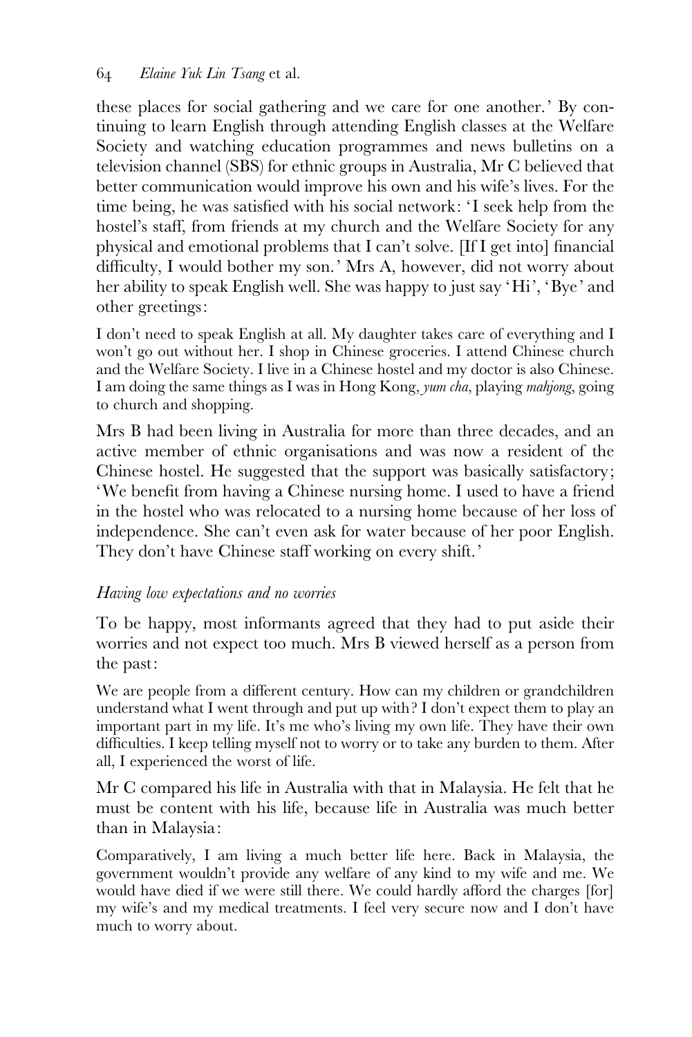these places for social gathering and we care for one another.' By continuing to learn English through attending English classes at the Welfare Society and watching education programmes and news bulletins on a television channel (SBS) for ethnic groups in Australia, Mr C believed that better communication would improve his own and his wife's lives. For the time being, he was satisfied with his social network: 'I seek help from the hostel's staff, from friends at my church and the Welfare Society for any physical and emotional problems that I can't solve. [If I get into] financial difficulty, I would bother my son.' Mrs A, however, did not worry about her ability to speak English well. She was happy to just say 'Hi', 'Bye' and other greetings:

> I don't need to speak English at all. My daughter takes care of everything and I won't go out without her. I shop in Chinese groceries. I attend Chinese church and the Welfare Society. I live in a Chinese hostel and my doctor is also Chinese. I am doing the same things as I was in Hong Kong, *yum cha*, playing *mahjong*, going to church and shopping.

Mrs B had been living in Australia for more than three decades, and an active member of ethnic organisations and was now a resident of the Chinese hostel. He suggested that the support was basically satisfactory; 'We benefit from having a Chinese nursing home. I used to have a friend in the hostel who was relocated to a nursing home because of her loss of independence. She can't even ask for water because of her poor English. They don't have Chinese staff working on every shift.'

### *Having low expectations and no worries*

To be happy, most informants agreed that they had to put aside their worries and not expect too much. Mrs B viewed herself as a person from the past:

> We are people from a different century. How can my children or grandchildren understand what I went through and put up with? I don't expect them to play an important part in my life. It's me who's living my own life. They have their own difficulties. I keep telling myself not to worry or to take any burden to them. After all, I experienced the worst of life.

Mr C compared his life in Australia with that in Malaysia. He felt that he must be content with his life, because life in Australia was much better than in Malaysia:

> Comparatively, I am living a much better life here. Back in Malaysia, the government wouldn't provide any welfare of any kind to my wife and me. We would have died if we were still there. We could hardly afford the charges [for] my wife's and my medical treatments. I feel very secure now and I don't have much to worry about.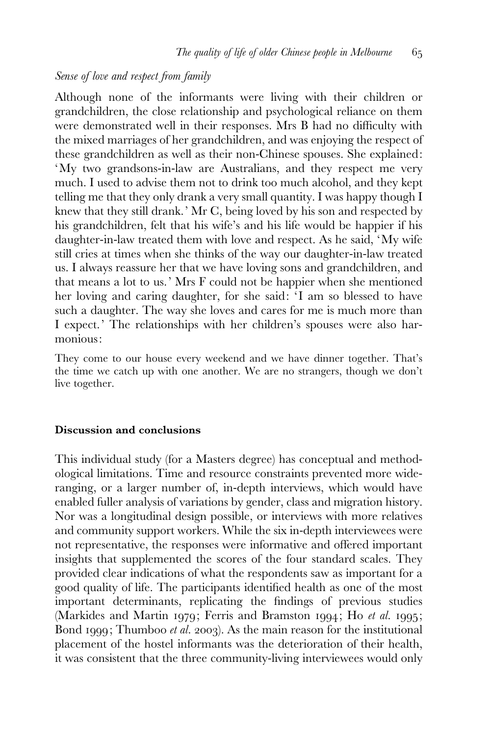*Sense of love and respect from family*

Although none of the informants were living with their children or grandchildren, the close relationship and psychological reliance on them were demonstrated well in their responses. Mrs B had no difficulty with the mixed marriages of her grandchildren, and was enjoying the respect of these grandchildren as well as their non-Chinese spouses. She explained: 'My two grandsons-in-law are Australians, and they respect me very much. I used to advise them not to drink too much alcohol, and they kept telling me that they only drank a very small quantity. I was happy though I knew that they still drank.' Mr C, being loved by his son and respected by his grandchildren, felt that his wife's and his life would be happier if his daughter-in-law treated them with love and respect. As he said, 'My wife still cries at times when she thinks of the way our daughter-in-law treated us. I always reassure her that we have loving sons and grandchildren, and that means a lot to us.' Mrs F could not be happier when she mentioned her loving and caring daughter, for she said: 'I am so blessed to have such a daughter. The way she loves and cares for me is much more than I expect.' The relationships with her children's spouses were also harmonious:

> They come to our house every weekend and we have dinner together. That's the time we catch up with one another. We are no strangers, though we don't live together.

## Discussion and conclusions

This individual study (for a Masters degree) has conceptual and methodological limitations. Time and resource constraints prevented more wide-ranging, or a larger number of, in-depth interviews, which would have enabled fuller analysis of variations by gender, class and migration history. Nor was a longitudinal design possible, or interviews with more relatives and community support workers. While the six in-depth interviewees were not representative, the responses were informative and offered important insights that supplemented the scores of the four standard scales. They provided clear indications of what the respondents saw as important for a good quality of life. The participants identified health as one of the most important determinants, replicating the findings of previous studies (Markides and Martin 1979; Ferris and Bramston 1994; Ho *et al.* 1995; Bond 1999; Thumboo *et al.* 2003). As the main reason for the institutional placement of the hostel informants was the deterioration of their health, it was consistent that the three community-living interviewees would only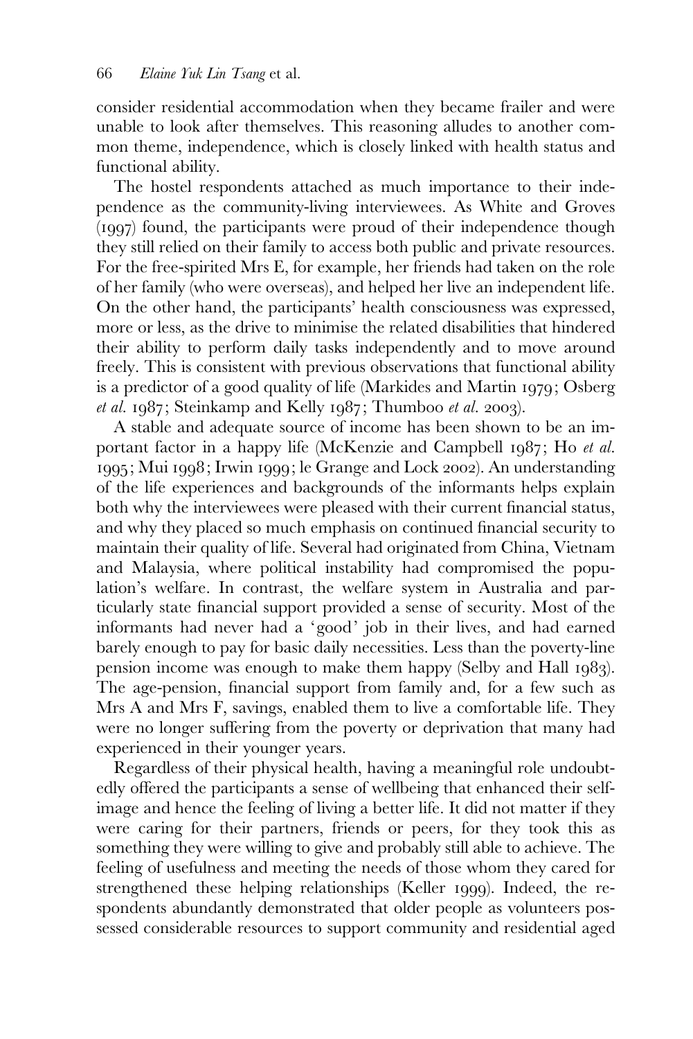consider residential accommodation when they became frailer and were unable to look after themselves. This reasoning alludes to another common theme, independence, which is closely linked with health status and functional ability.

The hostel respondents attached as much importance to their independence as the community-living interviewees. As White and Groves (1997) found, the participants were proud of their independence though they still relied on their family to access both public and private resources. For the free-spirited Mrs E, for example, her friends had taken on the role of her family (who were overseas), and helped her live an independent life. On the other hand, the participants' health consciousness was expressed, more or less, as the drive to minimise the related disabilities that hindered their ability to perform daily tasks independently and to move around freely. This is consistent with previous observations that functional ability is a predictor of a good quality of life (Markides and Martin 1979; Osberg *et al.* 1987; Steinkamp and Kelly 1987; Thumboo *et al.* 2003).

A stable and adequate source of income has been shown to be an important factor in a happy life (McKenzie and Campbell 1987; Ho *et al.* 1995; Mui 1998; Irwin 1999; le Grange and Lock 2002). An understanding of the life experiences and backgrounds of the informants helps explain both why the interviewees were pleased with their current financial status, and why they placed so much emphasis on continued financial security to maintain their quality of life. Several had originated from China, Vietnam and Malaysia, where political instability had compromised the population's welfare. In contrast, the welfare system in Australia and particularly state financial support provided a sense of security. Most of the informants had never had a 'good' job in their lives, and had earned barely enough to pay for basic daily necessities. Less than the poverty-line pension income was enough to make them happy (Selby and Hall 1983). The age-pension, financial support from family and, for a few such as Mrs A and Mrs F, savings, enabled them to live a comfortable life. They were no longer suffering from the poverty or deprivation that many had experienced in their younger years.

Regardless of their physical health, having a meaningful role undoubtedly offered the participants a sense of wellbeing that enhanced their self-image and hence the feeling of living a better life. It did not matter if they were caring for their partners, friends or peers, for they took this as something they were willing to give and probably still able to achieve. The feeling of usefulness and meeting the needs of those whom they cared for strengthened these helping relationships (Keller 1999). Indeed, the respondents abundantly demonstrated that older people as volunteers possessed considerable resources to support community and residential aged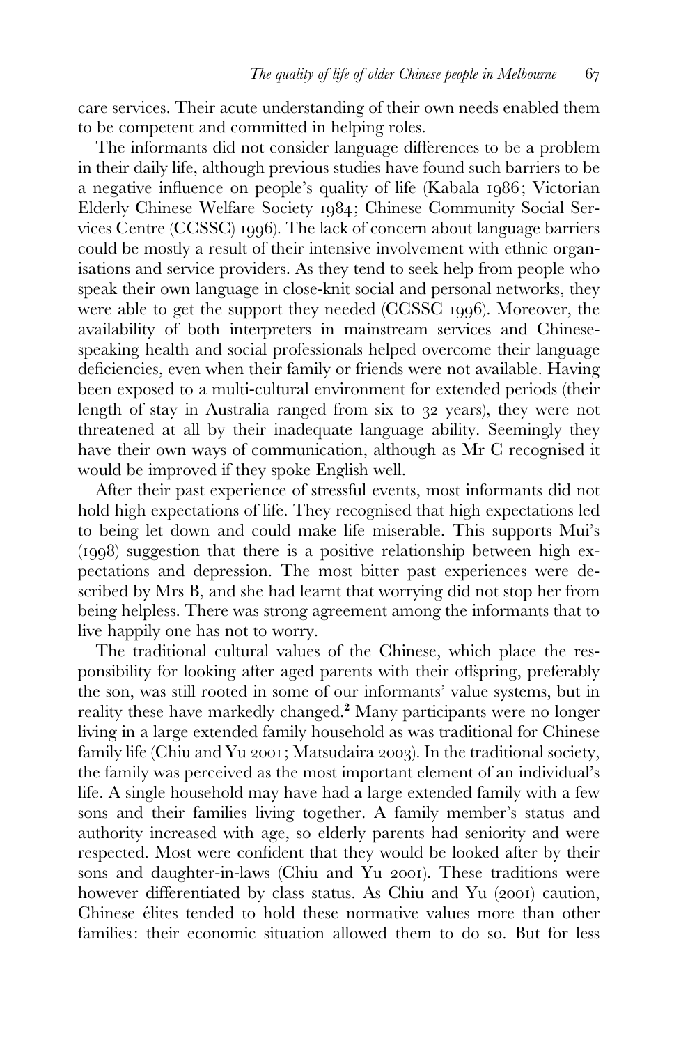care services. Their acute understanding of their own needs enabled them to be competent and committed in helping roles.

The informants did not consider language differences to be a problem in their daily life, although previous studies have found such barriers to be a negative influence on people's quality of life (Kabala 1986; Victorian Elderly Chinese Welfare Society 1984; Chinese Community Social Services Centre (CCSSC) 1996). The lack of concern about language barriers could be mostly a result of their intensive involvement with ethnic organisations and service providers. As they tend to seek help from people who speak their own language in close-knit social and personal networks, they were able to get the support they needed (CCSSC 1996). Moreover, the availability of both interpreters in mainstream services and Chinese-speaking health and social professionals helped overcome their language deficiencies, even when their family or friends were not available. Having been exposed to a multi-cultural environment for extended periods (their length of stay in Australia ranged from six to 32 years), they were not threatened at all by their inadequate language ability. Seemingly they have their own ways of communication, although as Mr C recognised it would be improved if they spoke English well.

After their past experience of stressful events, most informants did not hold high expectations of life. They recognised that high expectations led to being let down and could make life miserable. This supports Mui's (1998) suggestion that there is a positive relationship between high expectations and depression. The most bitter past experiences were described by Mrs B, and she had learnt that worrying did not stop her from being helpless. There was strong agreement among the informants that to live happily one has not to worry.

The traditional cultural values of the Chinese, which place the responsibility for looking after aged parents with their offspring, preferably the son, was still rooted in some of our informants' value systems, but in reality these have markedly changed.[2] Many participants were no longer living in a large extended family household as was traditional for Chinese family life (Chiu and Yu 2001; Matsudaira 2003). In the traditional society, the family was perceived as the most important element of an individual's life. A single household may have had a large extended family with a few sons and their families living together. A family member's status and authority increased with age, so elderly parents had seniority and were respected. Most were confident that they would be looked after by their sons and daughter-in-laws (Chiu and Yu 2001). These traditions were however differentiated by class status. As Chiu and Yu (2001) caution, Chinese élites tended to hold these normative values more than other families: their economic situation allowed them to do so. But for less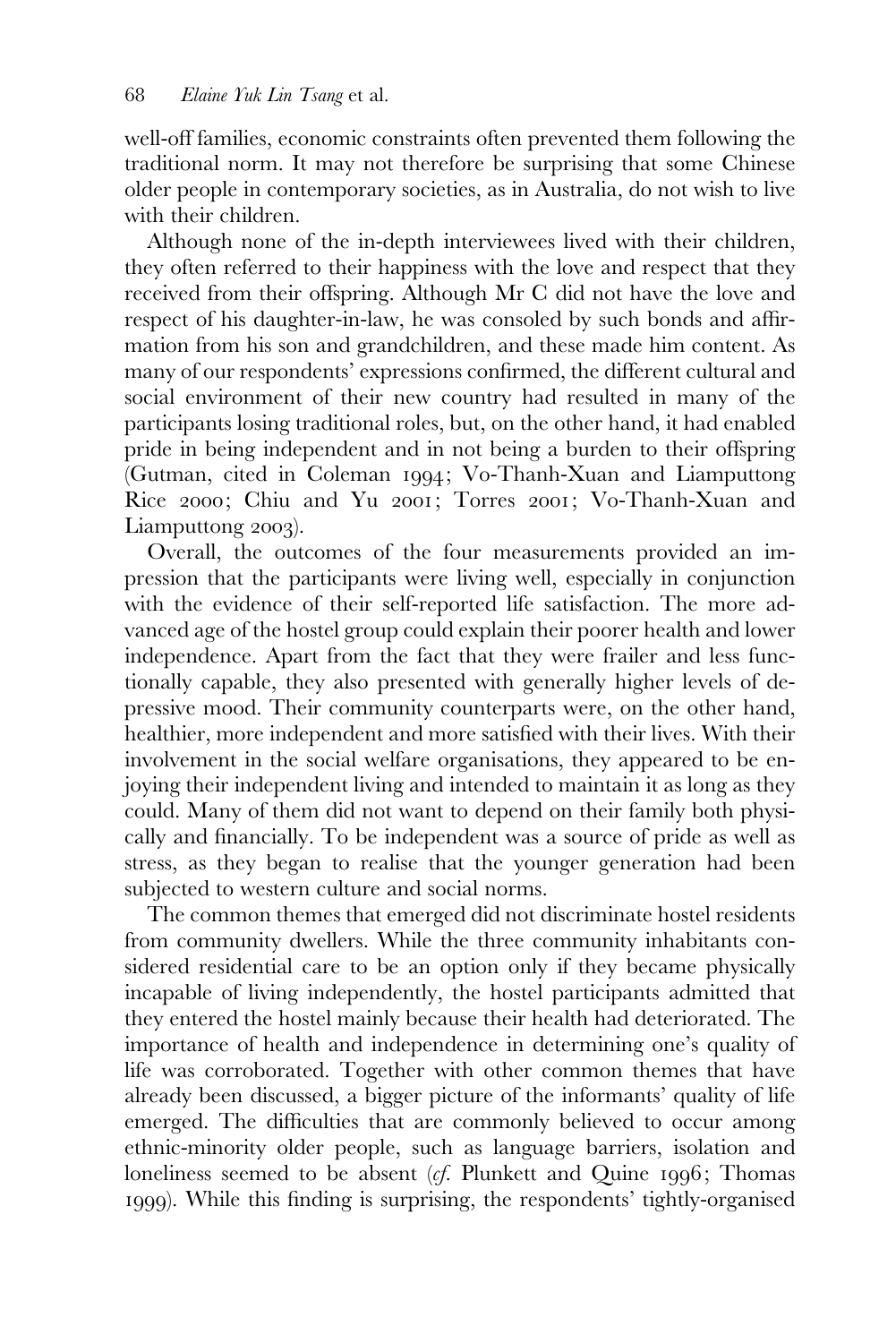well-off families, economic constraints often prevented them following the traditional norm. It may not therefore be surprising that some Chinese older people in contemporary societies, as in Australia, do not wish to live with their children.

Although none of the in-depth interviewees lived with their children, they often referred to their happiness with the love and respect that they received from their offspring. Although Mr C did not have the love and respect of his daughter-in-law, he was consoled by such bonds and affirmation from his son and grandchildren, and these made him content. As many of our respondents' expressions confirmed, the different cultural and social environment of their new country had resulted in many of the participants losing traditional roles, but, on the other hand, it had enabled pride in being independent and in not being a burden to their offspring (Gutman, cited in Coleman 1994; Vo-Thanh-Xuan and Liamputtong Rice 2000; Chiu and Yu 2001; Torres 2001; Vo-Thanh-Xuan and Liamputtong 2003).

Overall, the outcomes of the four measurements provided an impression that the participants were living well, especially in conjunction with the evidence of their self-reported life satisfaction. The more advanced age of the hostel group could explain their poorer health and lower independence. Apart from the fact that they were frailer and less functionally capable, they also presented with generally higher levels of depressive mood. Their community counterparts were, on the other hand, healthier, more independent and more satisfied with their lives. With their involvement in the social welfare organisations, they appeared to be enjoying their independent living and intended to maintain it as long as they could. Many of them did not want to depend on their family both physically and financially. To be independent was a source of pride as well as stress, as they began to realise that the younger generation had been subjected to western culture and social norms.

The common themes that emerged did not discriminate hostel residents from community dwellers. While the three community inhabitants considered residential care to be an option only if they became physically incapable of living independently, the hostel participants admitted that they entered the hostel mainly because their health had deteriorated. The importance of health and independence in determining one's quality of life was corroborated. Together with other common themes that have already been discussed, a bigger picture of the informants' quality of life emerged. The difficulties that are commonly believed to occur among ethnic-minority older people, such as language barriers, isolation and loneliness seemed to be absent (*cf.* Plunkett and Quine 1996; Thomas 1999). While this finding is surprising, the respondents' tightly-organised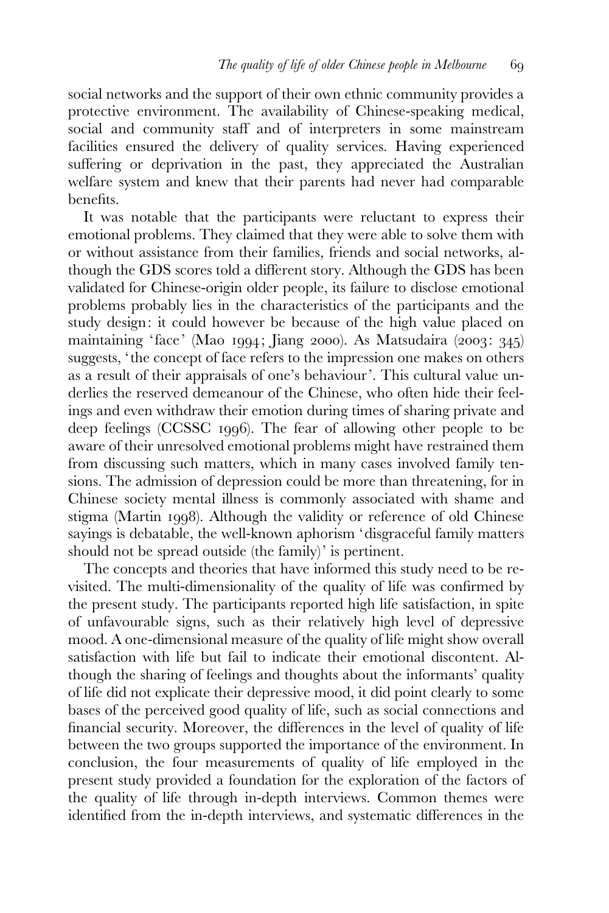social networks and the support of their own ethnic community provides a protective environment. The availability of Chinese-speaking medical, social and community staff and of interpreters in some mainstream facilities ensured the delivery of quality services. Having experienced suffering or deprivation in the past, they appreciated the Australian welfare system and knew that their parents had never had comparable benefits.

It was notable that the participants were reluctant to express their emotional problems. They claimed that they were able to solve them with or without assistance from their families, friends and social networks, although the GDS scores told a different story. Although the GDS has been validated for Chinese-origin older people, its failure to disclose emotional problems probably lies in the characteristics of the participants and the study design: it could however be because of the high value placed on maintaining 'face' (Mao 1994; Jiang 2000). As Matsudaira (2003: 345) suggests, 'the concept of face refers to the impression one makes on others as a result of their appraisals of one's behaviour'. This cultural value underlies the reserved demeanour of the Chinese, who often hide their feelings and even withdraw their emotion during times of sharing private and deep feelings (CCSSC 1996). The fear of allowing other people to be aware of their unresolved emotional problems might have restrained them from discussing such matters, which in many cases involved family tensions. The admission of depression could be more than threatening, for in Chinese society mental illness is commonly associated with shame and stigma (Martin 1998). Although the validity or reference of old Chinese sayings is debatable, the well-known aphorism 'disgraceful family matters should not be spread outside (the family)' is pertinent.

The concepts and theories that have informed this study need to be revisited. The multi-dimensionality of the quality of life was confirmed by the present study. The participants reported high life satisfaction, in spite of unfavourable signs, such as their relatively high level of depressive mood. A one-dimensional measure of the quality of life might show overall satisfaction with life but fail to indicate their emotional discontent. Although the sharing of feelings and thoughts about the informants' quality of life did not explicate their depressive mood, it did point clearly to some bases of the perceived good quality of life, such as social connections and financial security. Moreover, the differences in the level of quality of life between the two groups supported the importance of the environment. In conclusion, the four measurements of quality of life employed in the present study provided a foundation for the exploration of the factors of the quality of life through in-depth interviews. Common themes were identified from the in-depth interviews, and systematic differences in the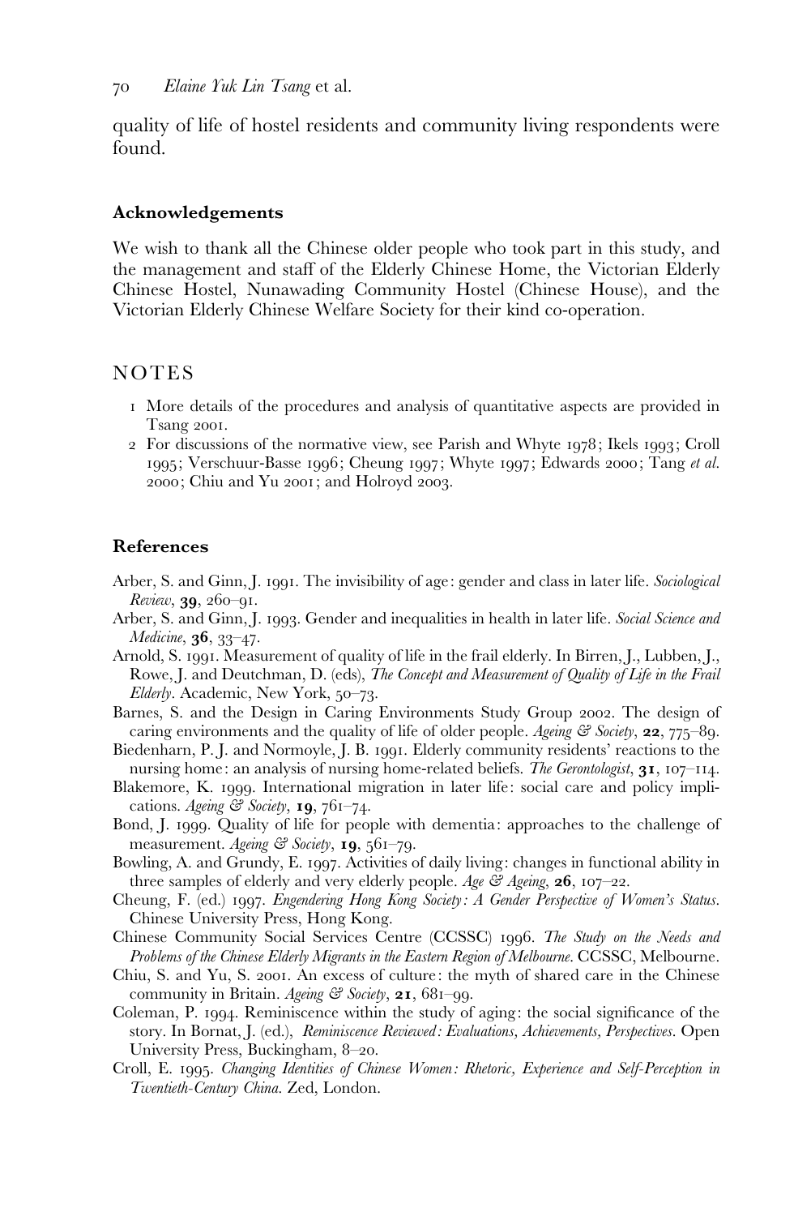quality of life of hostel residents and community living respondents were found.

### Acknowledgements

We wish to thank all the Chinese older people who took part in this study, and the management and staff of the Elderly Chinese Home, the Victorian Elderly Chinese Hostel, Nunawading Community Hostel (Chinese House), and the Victorian Elderly Chinese Welfare Society for their kind co-operation.

## NOTES

1. More details of the procedures and analysis of quantitative aspects are provided in Tsang 2001.
2. For discussions of the normative view, see Parish and Whyte 1978; Ikels 1993; Croll 1995; Verschuur-Basse 1996; Cheung 1997; Whyte 1997; Edwards 2000; Tang *et al.* 2000; Chiu and Yu 2001; and Holroyd 2003.

### References

Arber, S. and Ginn, J. 1991. The invisibility of age: gender and class in later life. *Sociological Review*, **39**, 260–91.

Arber, S. and Ginn, J. 1993. Gender and inequalities in health in later life. *Social Science and Medicine*, **36**, 33–47.

Arnold, S. 1991. Measurement of quality of life in the frail elderly. In Birren, J., Lubben, J., Rowe, J. and Deutchman, D. (eds), *The Concept and Measurement of Quality of Life in the Frail Elderly*. Academic, New York, 50–73.

Barnes, S. and the Design in Caring Environments Study Group 2002. The design of caring environments and the quality of life of older people. *Ageing & Society*, **22**, 775–89.

Biedenharn, P. J. and Normoyle, J. B. 1991. Elderly community residents' reactions to the nursing home: an analysis of nursing home-related beliefs. *The Gerontologist*, **31**, 107–114.

Blakemore, K. 1999. International migration in later life: social care and policy implications. *Ageing & Society*, **19**, 761–74.

Bond, J. 1999. Quality of life for people with dementia: approaches to the challenge of measurement. *Ageing & Society*, **19**, 561–79.

Bowling, A. and Grundy, E. 1997. Activities of daily living: changes in functional ability in three samples of elderly and very elderly people. *Age & Ageing*, **26**, 107–22.

Cheung, F. (ed.) 1997. *Engendering Hong Kong Society: A Gender Perspective of Women's Status*. Chinese University Press, Hong Kong.

Chinese Community Social Services Centre (CCSSC) 1996. *The Study on the Needs and Problems of the Chinese Elderly Migrants in the Eastern Region of Melbourne*. CCSSC, Melbourne.

Chiu, S. and Yu, S. 2001. An excess of culture: the myth of shared care in the Chinese community in Britain. *Ageing & Society*, **21**, 681–99.

Coleman, P. 1994. Reminiscence within the study of aging: the social significance of the story. In Bornat, J. (ed.), *Reminiscence Reviewed: Evaluations, Achievements, Perspectives*. Open University Press, Buckingham, 8–20.

Croll, E. 1995. *Changing Identities of Chinese Women: Rhetoric, Experience and Self-Perception in Twentieth-Century China*. Zed, London.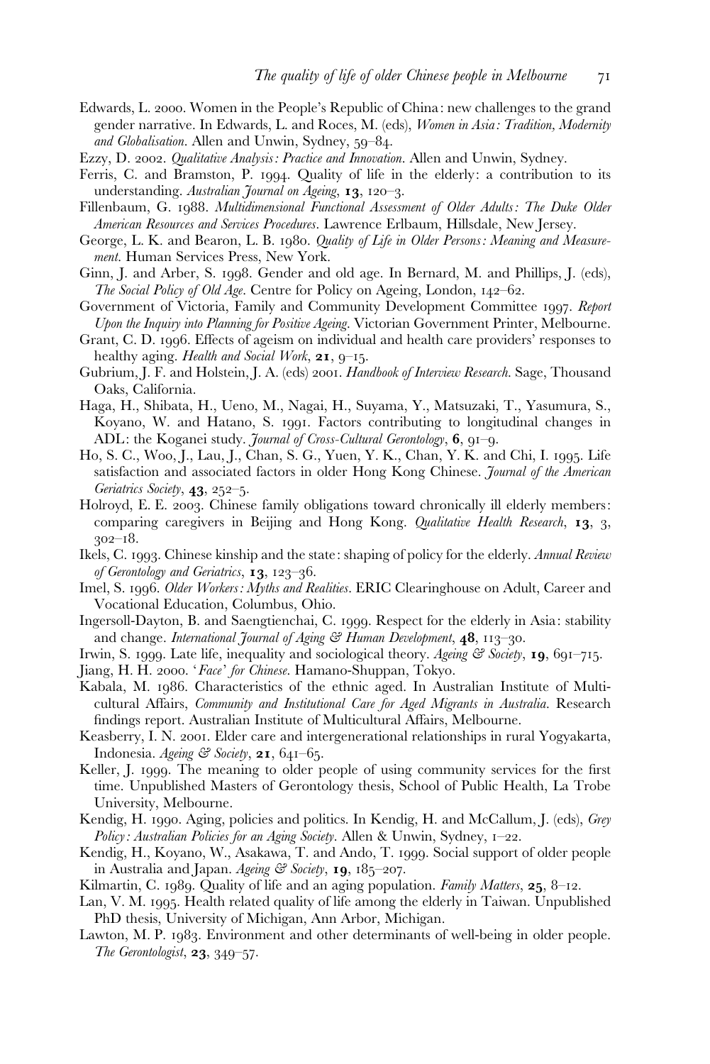Edwards, L. 2000. Women in the People's Republic of China: new challenges to the grand gender narrative. In Edwards, L. and Roces, M. (eds), *Women in Asia: Tradition, Modernity and Globalisation*. Allen and Unwin, Sydney, 59–84.

Ezzy, D. 2002. *Qualitative Analysis: Practice and Innovation*. Allen and Unwin, Sydney.

Ferris, C. and Bramston, P. 1994. Quality of life in the elderly: a contribution to its understanding. *Australian Journal on Ageing*, **13**, 120–3.

Fillenbaum, G. 1988. *Multidimensional Functional Assessment of Older Adults: The Duke Older American Resources and Services Procedures*. Lawrence Erlbaum, Hillsdale, New Jersey.

George, L. K. and Bearon, L. B. 1980. *Quality of Life in Older Persons: Meaning and Measurement*. Human Services Press, New York.

Ginn, J. and Arber, S. 1998. Gender and old age. In Bernard, M. and Phillips, J. (eds), *The Social Policy of Old Age*. Centre for Policy on Ageing, London, 142–62.

Government of Victoria, Family and Community Development Committee 1997. *Report Upon the Inquiry into Planning for Positive Ageing*. Victorian Government Printer, Melbourne.

Grant, C. D. 1996. Effects of ageism on individual and health care providers' responses to healthy aging. *Health and Social Work*, **21**, 9–15.

Gubrium, J. F. and Holstein, J. A. (eds) 2001. *Handbook of Interview Research*. Sage, Thousand Oaks, California.

Haga, H., Shibata, H., Ueno, M., Nagai, H., Suyama, Y., Matsuzaki, T., Yasumura, S., Koyano, W. and Hatano, S. 1991. Factors contributing to longitudinal changes in ADL: the Koganei study. *Journal of Cross-Cultural Gerontology*, **6**, 91–9.

Ho, S. C., Woo, J., Lau, J., Chan, S. G., Yuen, Y. K., Chan, Y. K. and Chi, I. 1995. Life satisfaction and associated factors in older Hong Kong Chinese. *Journal of the American Geriatrics Society*, **43**, 252–5.

Holroyd, E. E. 2003. Chinese family obligations toward chronically ill elderly members: comparing caregivers in Beijing and Hong Kong. *Qualitative Health Research*, **13**, 3, 302–18.

Ikels, C. 1993. Chinese kinship and the state: shaping of policy for the elderly. *Annual Review of Gerontology and Geriatrics*, **13**, 123–36.

Imel, S. 1996. *Older Workers: Myths and Realities*. ERIC Clearinghouse on Adult, Career and Vocational Education, Columbus, Ohio.

Ingersoll-Dayton, B. and Saengtienchai, C. 1999. Respect for the elderly in Asia: stability and change. *International Journal of Aging & Human Development*, **48**, 113–30.

Irwin, S. 1999. Late life, inequality and sociological theory. *Ageing & Society*, **19**, 691–715.

Jiang, H. H. 2000. '*Face*' *for Chinese*. Hamano-Shuppan, Tokyo.

Kabala, M. 1986. Characteristics of the ethnic aged. In Australian Institute of Multicultural Affairs, *Community and Institutional Care for Aged Migrants in Australia*. Research findings report. Australian Institute of Multicultural Affairs, Melbourne.

Keasberry, I. N. 2001. Elder care and intergenerational relationships in rural Yogyakarta, Indonesia. *Ageing & Society*, **21**, 641–65.

Keller, J. 1999. The meaning to older people of using community services for the first time. Unpublished Masters of Gerontology thesis, School of Public Health, La Trobe University, Melbourne.

Kendig, H. 1990. Aging, policies and politics. In Kendig, H. and McCallum, J. (eds), *Grey Policy: Australian Policies for an Aging Society*. Allen & Unwin, Sydney, 1–22.

Kendig, H., Koyano, W., Asakawa, T. and Ando, T. 1999. Social support of older people in Australia and Japan. *Ageing & Society*, **19**, 185–207.

Kilmartin, C. 1989. Quality of life and an aging population. *Family Matters*, **25**, 8–12.

Lan, V. M. 1995. Health related quality of life among the elderly in Taiwan. Unpublished PhD thesis, University of Michigan, Ann Arbor, Michigan.

Lawton, M. P. 1983. Environment and other determinants of well-being in older people. *The Gerontologist*, **23**, 349–57.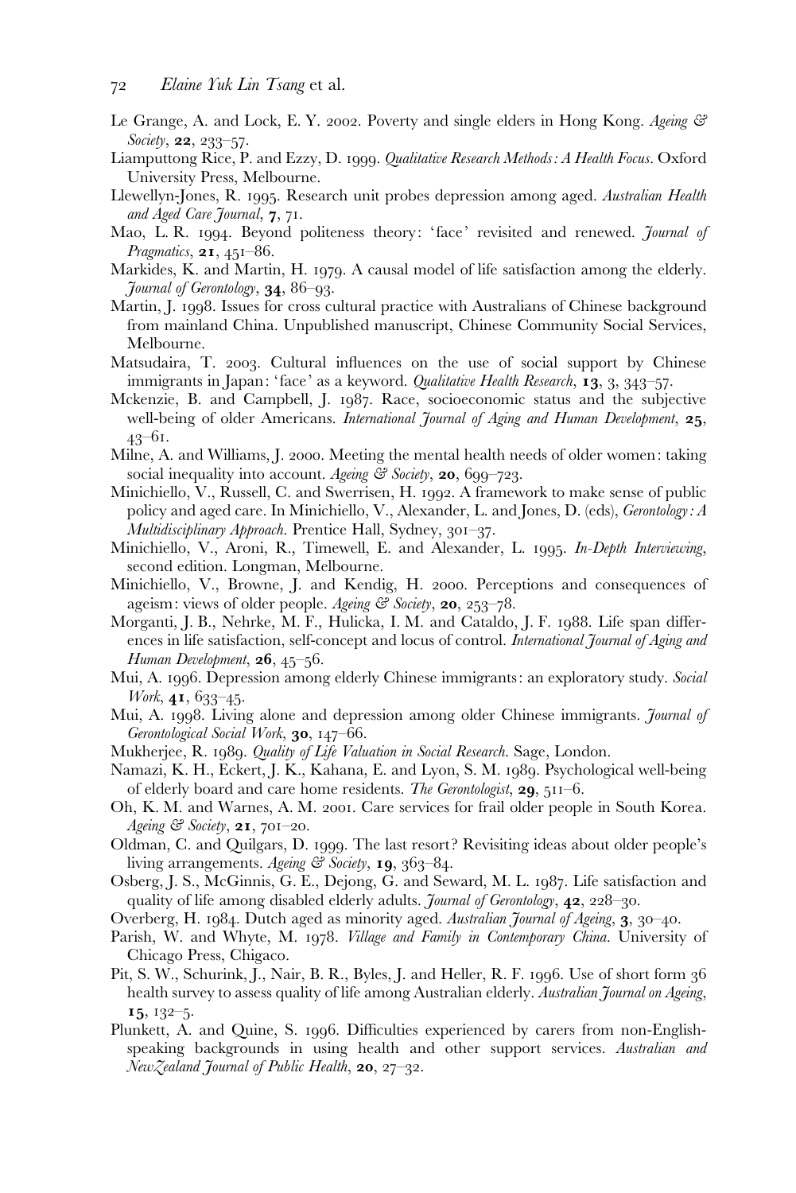Le Grange, A. and Lock, E. Y. 2002. Poverty and single elders in Hong Kong. *Ageing & Society*, **22**, 233–57.

Liamputtong Rice, P. and Ezzy, D. 1999. *Qualitative Research Methods: A Health Focus*. Oxford University Press, Melbourne.

Llewellyn-Jones, R. 1995. Research unit probes depression among aged. *Australian Health and Aged Care Journal*, **7**, 71.

Mao, L. R. 1994. Beyond politeness theory: 'face' revisited and renewed. *Journal of Pragmatics*, **21**, 451–86.

Markides, K. and Martin, H. 1979. A causal model of life satisfaction among the elderly. *Journal of Gerontology*, **34**, 86–93.

Martin, J. 1998. Issues for cross cultural practice with Australians of Chinese background from mainland China. Unpublished manuscript, Chinese Community Social Services, Melbourne.

Matsudaira, T. 2003. Cultural influences on the use of social support by Chinese immigrants in Japan: 'face' as a keyword. *Qualitative Health Research*, **13**, 3, 343–57.

Mckenzie, B. and Campbell, J. 1987. Race, socioeconomic status and the subjective well-being of older Americans. *International Journal of Aging and Human Development*, **25**, 43–61.

Milne, A. and Williams, J. 2000. Meeting the mental health needs of older women: taking social inequality into account. *Ageing & Society*, **20**, 699–723.

Minichiello, V., Russell, C. and Swerrisen, H. 1992. A framework to make sense of public policy and aged care. In Minichiello, V., Alexander, L. and Jones, D. (eds), *Gerontology: A Multidisciplinary Approach*. Prentice Hall, Sydney, 301–37.

Minichiello, V., Aroni, R., Timewell, E. and Alexander, L. 1995. *In-Depth Interviewing*, second edition. Longman, Melbourne.

Minichiello, V., Browne, J. and Kendig, H. 2000. Perceptions and consequences of ageism: views of older people. *Ageing & Society*, **20**, 253–78.

Morganti, J. B., Nehrke, M. F., Hulicka, I. M. and Cataldo, J. F. 1988. Life span differences in life satisfaction, self-concept and locus of control. *International Journal of Aging and Human Development*, **26**, 45–56.

Mui, A. 1996. Depression among elderly Chinese immigrants: an exploratory study. *Social Work*, **41**, 633–45.

Mui, A. 1998. Living alone and depression among older Chinese immigrants. *Journal of Gerontological Social Work*, **30**, 147–66.

Mukherjee, R. 1989. *Quality of Life Valuation in Social Research*. Sage, London.

Namazi, K. H., Eckert, J. K., Kahana, E. and Lyon, S. M. 1989. Psychological well-being of elderly board and care home residents. *The Gerontologist*, **29**, 511–6.

Oh, K. M. and Warnes, A. M. 2001. Care services for frail older people in South Korea. *Ageing & Society*, **21**, 701–20.

Oldman, C. and Quilgars, D. 1999. The last resort? Revisiting ideas about older people's living arrangements. *Ageing & Society*, **19**, 363–84.

Osberg, J. S., McGinnis, G. E., Dejong, G. and Seward, M. L. 1987. Life satisfaction and quality of life among disabled elderly adults. *Journal of Gerontology*, **42**, 228–30.

Overberg, H. 1984. Dutch aged as minority aged. *Australian Journal of Ageing*, **3**, 30–40.

Parish, W. and Whyte, M. 1978. *Village and Family in Contemporary China*. University of Chicago Press, Chigaco.

Pit, S. W., Schurink, J., Nair, B. R., Byles, J. and Heller, R. F. 1996. Use of short form 36 health survey to assess quality of life among Australian elderly. *Australian Journal on Ageing*, **15**, 132–5.

Plunkett, A. and Quine, S. 1996. Difficulties experienced by carers from non-English-speaking backgrounds in using health and other support services. *Australian and NewZealand Journal of Public Health*, **20**, 27–32.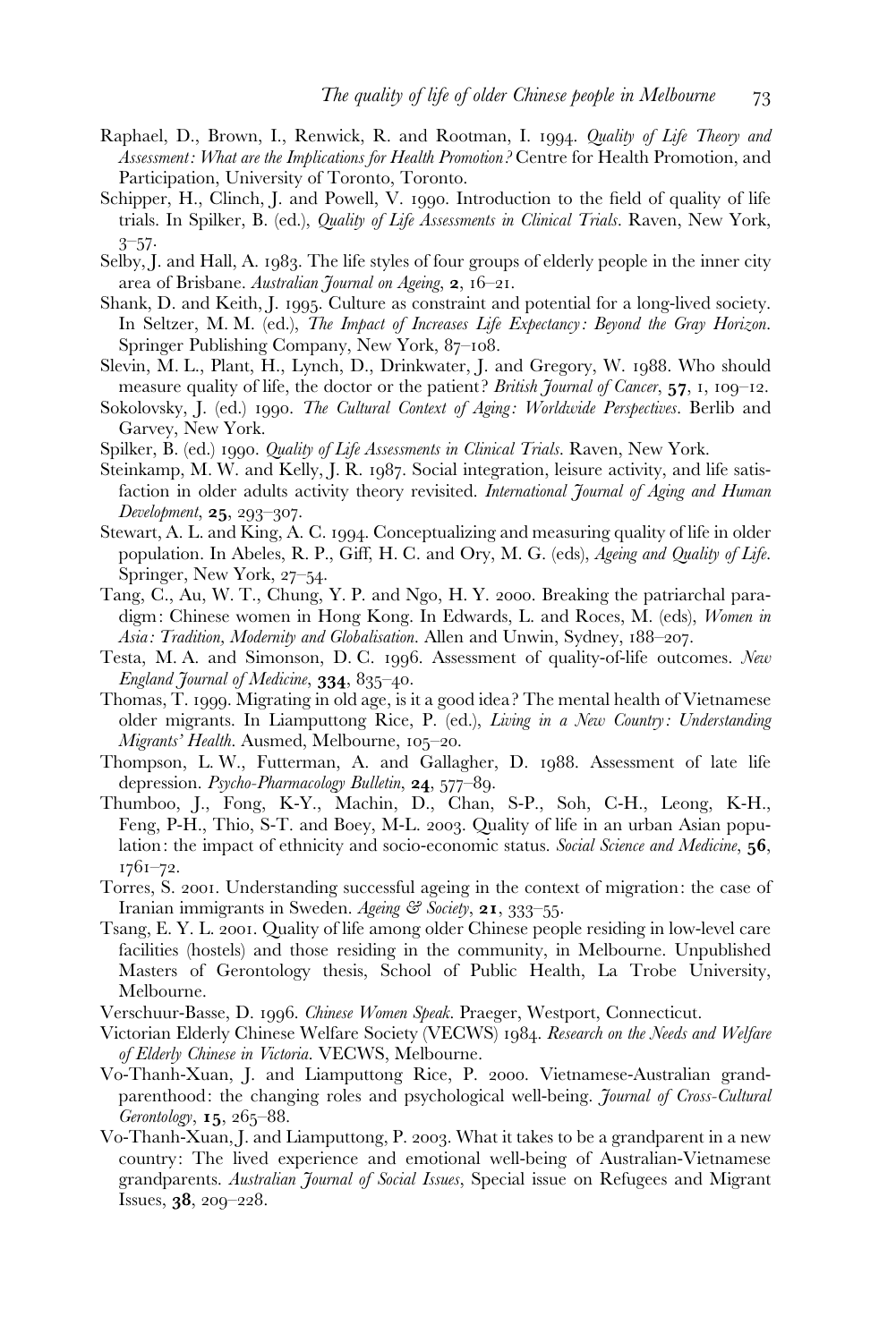Raphael, D., Brown, I., Renwick, R. and Rootman, I. 1994. *Quality of Life Theory and Assessment: What are the Implications for Health Promotion?* Centre for Health Promotion, and Participation, University of Toronto, Toronto.

Schipper, H., Clinch, J. and Powell, V. 1990. Introduction to the field of quality of life trials. In Spilker, B. (ed.), *Quality of Life Assessments in Clinical Trials*. Raven, New York, 3–57.

Selby, J. and Hall, A. 1983. The life styles of four groups of elderly people in the inner city area of Brisbane. *Australian Journal on Ageing*, **2**, 16–21.

Shank, D. and Keith, J. 1995. Culture as constraint and potential for a long-lived society. In Seltzer, M. M. (ed.), *The Impact of Increases Life Expectancy: Beyond the Gray Horizon*. Springer Publishing Company, New York, 87–108.

Slevin, M. L., Plant, H., Lynch, D., Drinkwater, J. and Gregory, W. 1988. Who should measure quality of life, the doctor or the patient? *British Journal of Cancer*, **57**, 1, 109–12.

Sokolovsky, J. (ed.) 1990. *The Cultural Context of Aging: Worldwide Perspectives*. Berlib and Garvey, New York.

Spilker, B. (ed.) 1990. *Quality of Life Assessments in Clinical Trials*. Raven, New York.

Steinkamp, M. W. and Kelly, J. R. 1987. Social integration, leisure activity, and life satisfaction in older adults activity theory revisited. *International Journal of Aging and Human Development*, **25**, 293–307.

Stewart, A. L. and King, A. C. 1994. Conceptualizing and measuring quality of life in older population. In Abeles, R. P., Giff, H. C. and Ory, M. G. (eds), *Ageing and Quality of Life*. Springer, New York, 27–54.

Tang, C., Au, W. T., Chung, Y. P. and Ngo, H. Y. 2000. Breaking the patriarchal paradigm: Chinese women in Hong Kong. In Edwards, L. and Roces, M. (eds), *Women in Asia: Tradition, Modernity and Globalisation*. Allen and Unwin, Sydney, 188–207.

Testa, M. A. and Simonson, D. C. 1996. Assessment of quality-of-life outcomes. *New England Journal of Medicine*, **334**, 835–40.

Thomas, T. 1999. Migrating in old age, is it a good idea? The mental health of Vietnamese older migrants. In Liamputtong Rice, P. (ed.), *Living in a New Country: Understanding Migrants' Health*. Ausmed, Melbourne, 105–20.

Thompson, L. W., Futterman, A. and Gallagher, D. 1988. Assessment of late life depression. *Psycho-Pharmacology Bulletin*, **24**, 577–89.

Thumboo, J., Fong, K-Y., Machin, D., Chan, S-P., Soh, C-H., Leong, K-H., Feng, P-H., Thio, S-T. and Boey, M-L. 2003. Quality of life in an urban Asian population: the impact of ethnicity and socio-economic status. *Social Science and Medicine*, **56**, 1761–72.

Torres, S. 2001. Understanding successful ageing in the context of migration: the case of Iranian immigrants in Sweden. *Ageing & Society*, **21**, 333–55.

Tsang, E. Y. L. 2001. Quality of life among older Chinese people residing in low-level care facilities (hostels) and those residing in the community, in Melbourne. Unpublished Masters of Gerontology thesis, School of Public Health, La Trobe University, Melbourne.

Verschuur-Basse, D. 1996. *Chinese Women Speak*. Praeger, Westport, Connecticut.

Victorian Elderly Chinese Welfare Society (VECWS) 1984. *Research on the Needs and Welfare of Elderly Chinese in Victoria*. VECWS, Melbourne.

Vo-Thanh-Xuan, J. and Liamputtong Rice, P. 2000. Vietnamese-Australian grandparenthood: the changing roles and psychological well-being. *Journal of Cross-Cultural Gerontology*, **15**, 265–88.

Vo-Thanh-Xuan, J. and Liamputtong, P. 2003. What it takes to be a grandparent in a new country: The lived experience and emotional well-being of Australian-Vietnamese grandparents. *Australian Journal of Social Issues*, Special issue on Refugees and Migrant Issues, **38**, 209–228.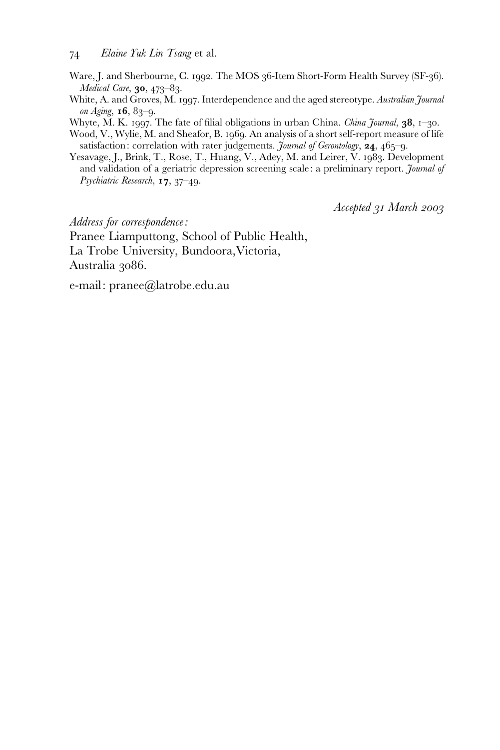Ware, J. and Sherbourne, C. 1992. The MOS 36-Item Short-Form Health Survey (SF-36). *Medical Care*, **30**, 473–83.

White, A. and Groves, M. 1997. Interdependence and the aged stereotype. *Australian Journal on Aging*, **16**, 83–9.

Whyte, M. K. 1997. The fate of filial obligations in urban China. *China Journal*, **38**, 1–30.

Wood, V., Wylie, M. and Sheafor, B. 1969. An analysis of a short self-report measure of life satisfaction: correlation with rater judgements. *Journal of Gerontology*, **24**, 465–9.

Yesavage, J., Brink, T., Rose, T., Huang, V., Adey, M. and Leirer, V. 1983. Development and validation of a geriatric depression screening scale: a preliminary report. *Journal of Psychiatric Research*, **17**, 37–49.

*Accepted 31 March 2003*

*Address for correspondence:*
Pranee Liamputtong, School of Public Health, La Trobe University, Bundoora, Victoria, Australia 3086.

e-mail: pranee@latrobe.edu.au